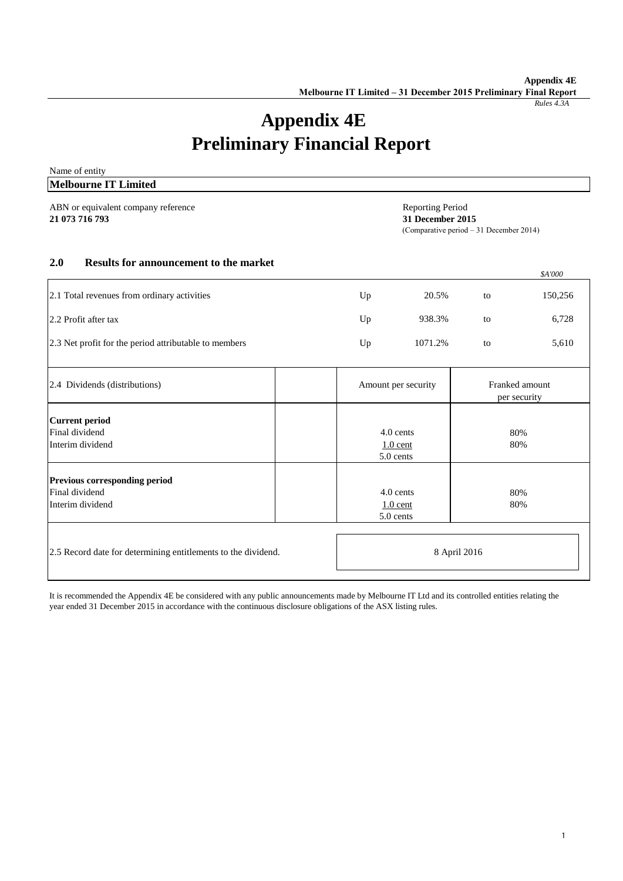# Appendix 4E
# Preliminary Financial Report

Name of entity

**Melbourne IT Limited**

ABN or equivalent company reference
**21 073 716 793**

Reporting Period
**31 December 2015**
(Comparative period – 31 December 2014)

## 2.0 Results for announcement to the market

| | | | | *$A'000* |
|---|---|---|---|---|
| 2.1 Total revenues from ordinary activities | Up | 20.5% | to | 150,256 |
| 2.2 Profit after tax | Up | 938.3% | to | 6,728 |
| 2.3 Net profit for the period attributable to members | Up | 1071.2% | to | 5,610 |

| 2.4 Dividends (distributions) | | Amount per security | Franked amount per security |
|---|---|---|---|
| **Current period** | | | |
| Final dividend | | 4.0 cents | 80% |
| Interim dividend | | 1.0 cent | 80% |
| | | 5.0 cents | |
| **Previous corresponding period** | | | |
| Final dividend | | 4.0 cents | 80% |
| Interim dividend | | 1.0 cent | 80% |
| | | 5.0 cents | |

| | |
|---|---|
| 2.5 Record date for determining entitlements to the dividend. | 8 April 2016 |

It is recommended the Appendix 4E be considered with any public announcements made by Melbourne IT Ltd and its controlled entities relating the year ended 31 December 2015 in accordance with the continuous disclosure obligations of the ASX listing rules.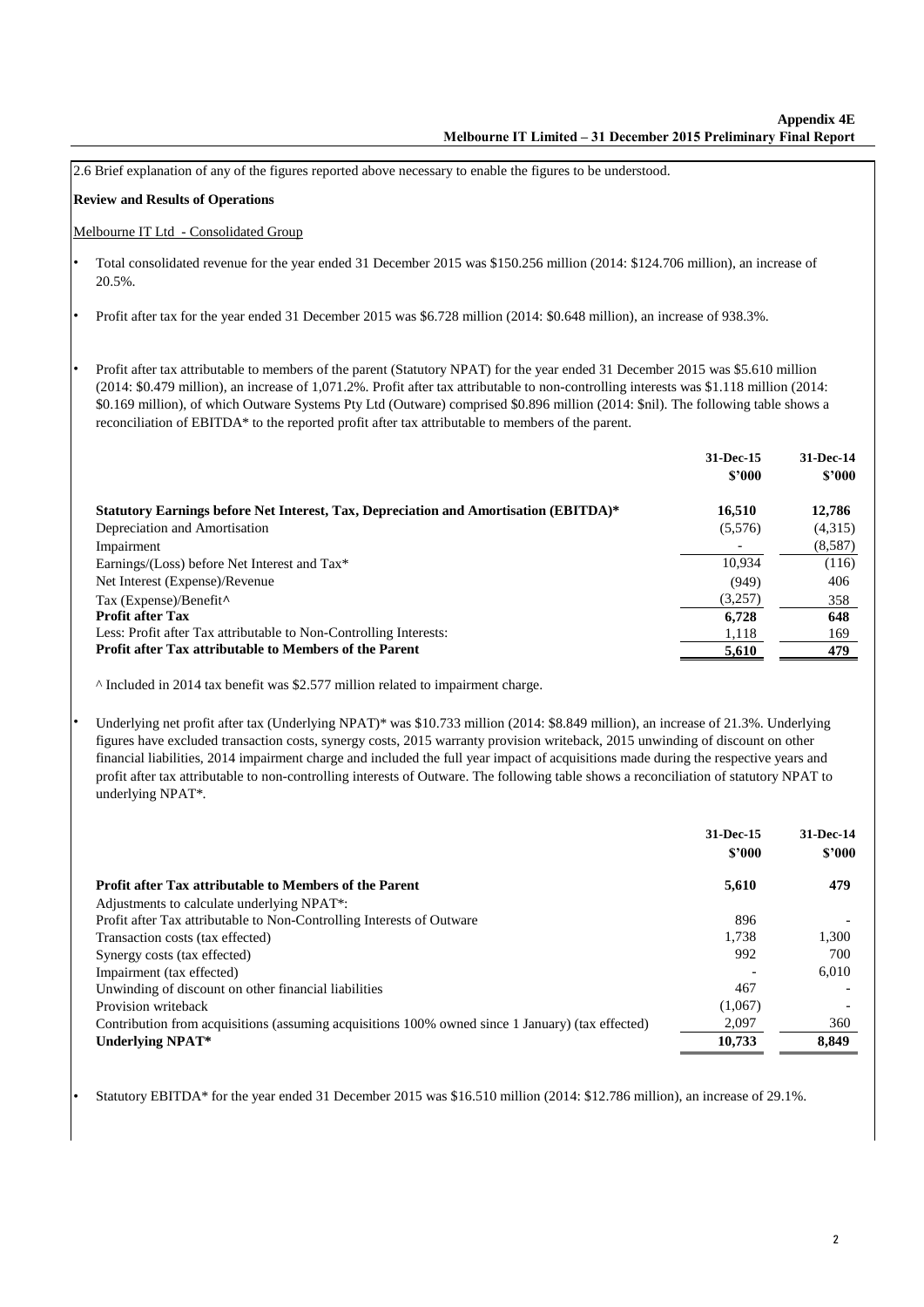2.6 Brief explanation of any of the figures reported above necessary to enable the figures to be understood.

**Review and Results of Operations**

Melbourne IT Ltd - Consolidated Group

- Total consolidated revenue for the year ended 31 December 2015 was $150.256 million (2014: $124.706 million), an increase of 20.5%.
- Profit after tax for the year ended 31 December 2015 was $6.728 million (2014: $0.648 million), an increase of 938.3%.
- Profit after tax attributable to members of the parent (Statutory NPAT) for the year ended 31 December 2015 was $5.610 million (2014: $0.479 million), an increase of 1,071.2%. Profit after tax attributable to non-controlling interests was $1.118 million (2014: $0.169 million), of which Outware Systems Pty Ltd (Outware) comprised $0.896 million (2014: $nil). The following table shows a reconciliation of EBITDA* to the reported profit after tax attributable to members of the parent.

| | 31-Dec-15 $'000 | 31-Dec-14 $'000 |
|---|---|---|
| **Statutory Earnings before Net Interest, Tax, Depreciation and Amortisation (EBITDA)*** | **16,510** | **12,786** |
| Depreciation and Amortisation | (5,576) | (4,315) |
| Impairment | - | (8,587) |
| Earnings/(Loss) before Net Interest and Tax* | 10,934 | (116) |
| Net Interest (Expense)/Revenue | (949) | 406 |
| Tax (Expense)/Benefit^ | (3,257) | 358 |
| **Profit after Tax** | **6,728** | **648** |
| Less: Profit after Tax attributable to Non-Controlling Interests: | 1,118 | 169 |
| **Profit after Tax attributable to Members of the Parent** | **5,610** | **479** |

^ Included in 2014 tax benefit was $2.577 million related to impairment charge.

- Underlying net profit after tax (Underlying NPAT)* was $10.733 million (2014: $8.849 million), an increase of 21.3%. Underlying figures have excluded transaction costs, synergy costs, 2015 warranty provision writeback, 2015 unwinding of discount on other financial liabilities, 2014 impairment charge and included the full year impact of acquisitions made during the respective years and profit after tax attributable to non-controlling interests of Outware. The following table shows a reconciliation of statutory NPAT to underlying NPAT*.

| | 31-Dec-15 $'000 | 31-Dec-14 $'000 |
|---|---|---|
| **Profit after Tax attributable to Members of the Parent** | **5,610** | **479** |
| Adjustments to calculate underlying NPAT*: | | |
| Profit after Tax attributable to Non-Controlling Interests of Outware | 896 | - |
| Transaction costs (tax effected) | 1,738 | 1,300 |
| Synergy costs (tax effected) | 992 | 700 |
| Impairment (tax effected) | - | 6,010 |
| Unwinding of discount on other financial liabilities | 467 | - |
| Provision writeback | (1,067) | - |
| Contribution from acquisitions (assuming acquisitions 100% owned since 1 January) (tax effected) | 2,097 | 360 |
| **Underlying NPAT*** | **10,733** | **8,849** |

- Statutory EBITDA* for the year ended 31 December 2015 was $16.510 million (2014: $12.786 million), an increase of 29.1%.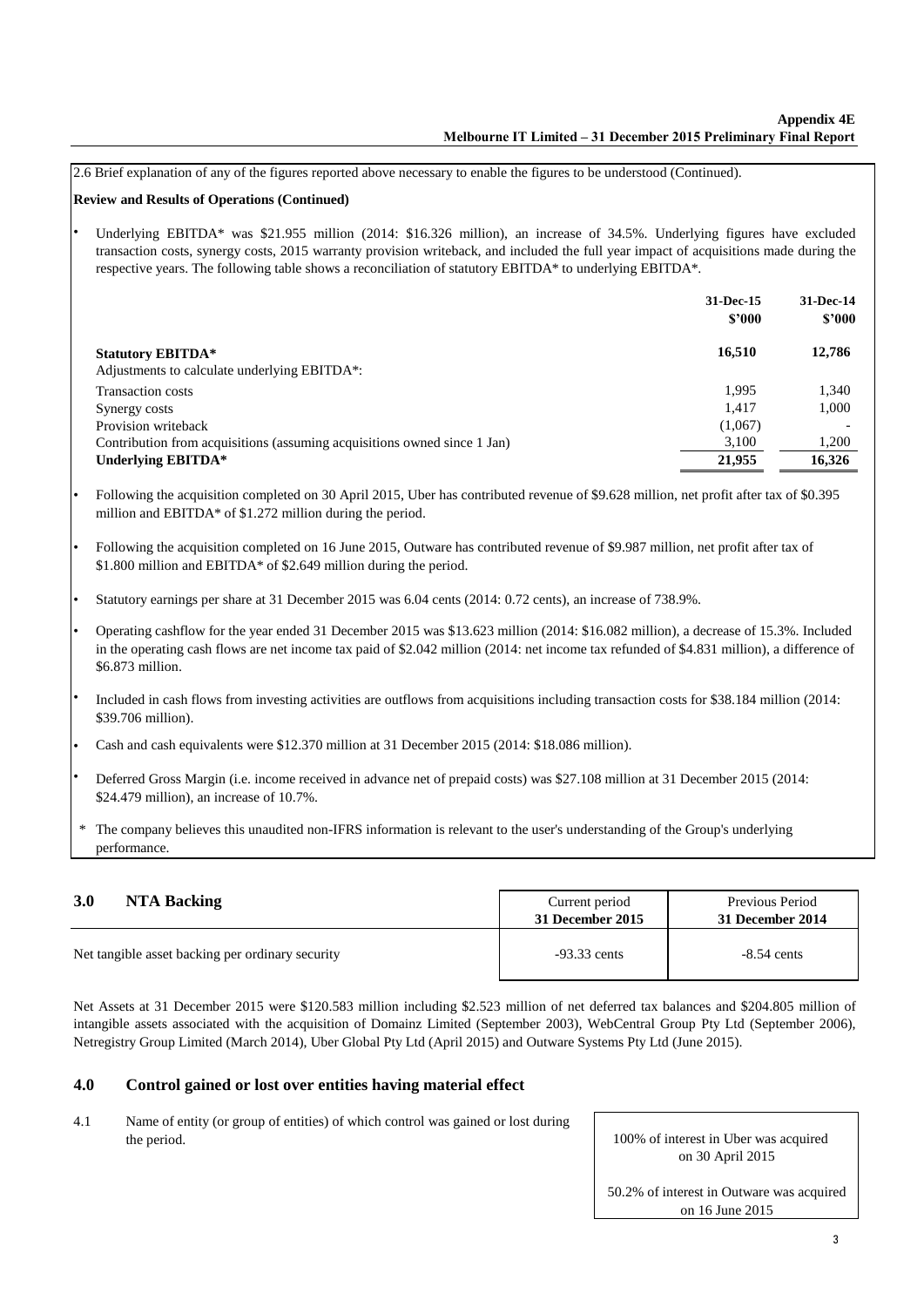2.6 Brief explanation of any of the figures reported above necessary to enable the figures to be understood (Continued).

**Review and Results of Operations (Continued)**

- Underlying EBITDA* was $21.955 million (2014: $16.326 million), an increase of 34.5%. Underlying figures have excluded transaction costs, synergy costs, 2015 warranty provision writeback, and included the full year impact of acquisitions made during the respective years. The following table shows a reconciliation of statutory EBITDA* to underlying EBITDA*.

| | 31-Dec-15 $'000 | 31-Dec-14 $'000 |
|---|---|---|
| **Statutory EBITDA*** | **16,510** | **12,786** |
| Adjustments to calculate underlying EBITDA*: | | |
| Transaction costs | 1,995 | 1,340 |
| Synergy costs | 1,417 | 1,000 |
| Provision writeback | (1,067) | - |
| Contribution from acquisitions (assuming acquisitions owned since 1 Jan) | 3,100 | 1,200 |
| **Underlying EBITDA*** | **21,955** | **16,326** |

- Following the acquisition completed on 30 April 2015, Uber has contributed revenue of $9.628 million, net profit after tax of $0.395 million and EBITDA* of $1.272 million during the period.
- Following the acquisition completed on 16 June 2015, Outware has contributed revenue of $9.987 million, net profit after tax of $1.800 million and EBITDA* of $2.649 million during the period.
- Statutory earnings per share at 31 December 2015 was 6.04 cents (2014: 0.72 cents), an increase of 738.9%.
- Operating cashflow for the year ended 31 December 2015 was $13.623 million (2014: $16.082 million), a decrease of 15.3%. Included in the operating cash flows are net income tax paid of $2.042 million (2014: net income tax refunded of $4.831 million), a difference of $6.873 million.
- Included in cash flows from investing activities are outflows from acquisitions including transaction costs for $38.184 million (2014: $39.706 million).
- Cash and cash equivalents were $12.370 million at 31 December 2015 (2014: $18.086 million).
- Deferred Gross Margin (i.e. income received in advance net of prepaid costs) was $27.108 million at 31 December 2015 (2014: $24.479 million), an increase of 10.7%.

\* The company believes this unaudited non-IFRS information is relevant to the user's understanding of the Group's underlying performance.

## 3.0 NTA Backing

| | Current period **31 December 2015** | Previous Period **31 December 2014** |
|---|---|---|
| Net tangible asset backing per ordinary security | -93.33 cents | -8.54 cents |

Net Assets at 31 December 2015 were $120.583 million including $2.523 million of net deferred tax balances and $204.805 million of intangible assets associated with the acquisition of Domainz Limited (September 2003), WebCentral Group Pty Ltd (September 2006), Netregistry Group Limited (March 2014), Uber Global Pty Ltd (April 2015) and Outware Systems Pty Ltd (June 2015).

## 4.0 Control gained or lost over entities having material effect

4.1 Name of entity (or group of entities) of which control was gained or lost during the period.

100% of interest in Uber was acquired on 30 April 2015

50.2% of interest in Outware was acquired on 16 June 2015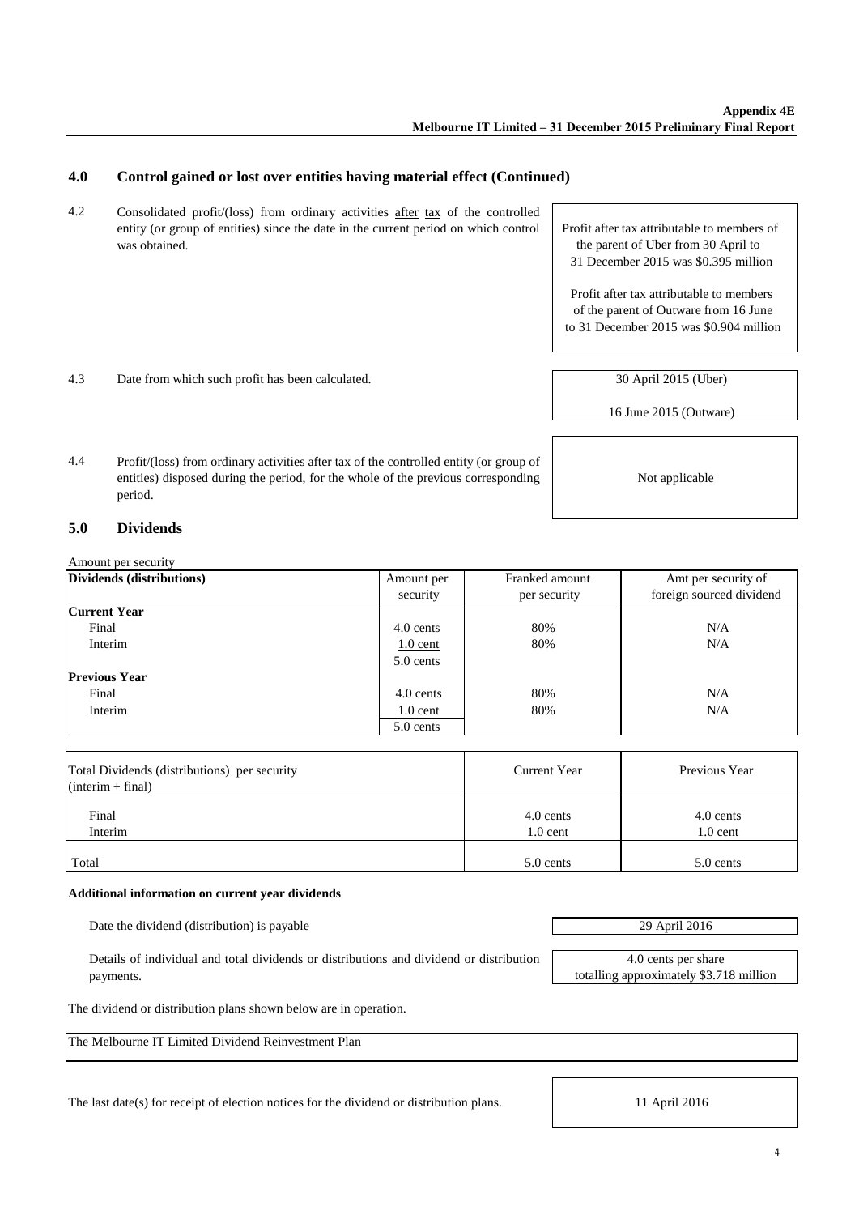## 4.0 Control gained or lost over entities having material effect (Continued)

| | | |
|---|---|---|
| 4.2 | Consolidated profit/(loss) from ordinary activities after tax of the controlled entity (or group of entities) since the date in the current period on which control was obtained. | Profit after tax attributable to members of the parent of Uber from 30 April to 31 December 2015 was \$0.395 million<br><br>Profit after tax attributable to members of the parent of Outware from 16 June to 31 December 2015 was \$0.904 million |
| 4.3 | Date from which such profit has been calculated. | 30 April 2015 (Uber)<br><br>16 June 2015 (Outware) |
| 4.4 | Profit/(loss) from ordinary activities after tax of the controlled entity (or group of entities) disposed during the period, for the whole of the previous corresponding period. | Not applicable |

## 5.0 Dividends

Amount per security

| Dividends (distributions) | Amount per security | Franked amount per security | Amt per security of foreign sourced dividend |
|---|---|---|---|
| **Current Year** | | | |
| Final | 4.0 cents | 80% | N/A |
| Interim | 1.0 cent | 80% | N/A |
| | 5.0 cents | | |
| **Previous Year** | | | |
| Final | 4.0 cents | 80% | N/A |
| Interim | 1.0 cent | 80% | N/A |
| | 5.0 cents | | |

| Total Dividends (distributions) per security (interim + final) | Current Year | Previous Year |
|---|---|---|
| Final | 4.0 cents | 4.0 cents |
| Interim | 1.0 cent | 1.0 cent |
| Total | 5.0 cents | 5.0 cents |

**Additional information on current year dividends**

| | |
|---|---|
| Date the dividend (distribution) is payable | 29 April 2016 |
| Details of individual and total dividends or distributions and dividend or distribution payments. | 4.0 cents per share totalling approximately \$3.718 million |

The dividend or distribution plans shown below are in operation.

The Melbourne IT Limited Dividend Reinvestment Plan

| | |
|---|---|
| The last date(s) for receipt of election notices for the dividend or distribution plans. | 11 April 2016 |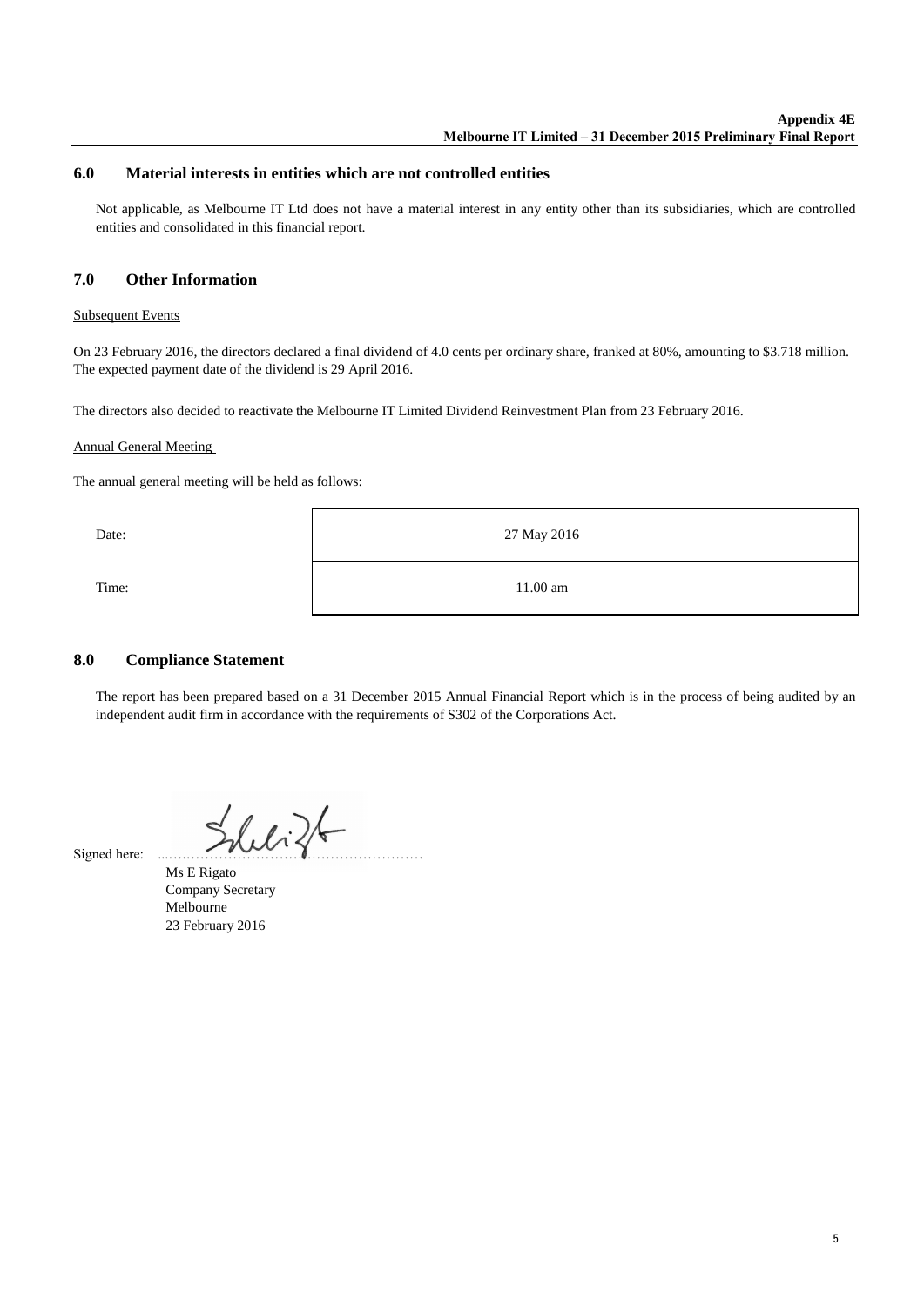## 6.0 Material interests in entities which are not controlled entities

Not applicable, as Melbourne IT Ltd does not have a material interest in any entity other than its subsidiaries, which are controlled entities and consolidated in this financial report.

## 7.0 Other Information

Subsequent Events

On 23 February 2016, the directors declared a final dividend of 4.0 cents per ordinary share, franked at 80%, amounting to $3.718 million. The expected payment date of the dividend is 29 April 2016.

The directors also decided to reactivate the Melbourne IT Limited Dividend Reinvestment Plan from 23 February 2016.

Annual General Meeting

The annual general meeting will be held as follows:

| | |
|---|---|
| Date: | 27 May 2016 |
| Time: | 11.00 am |

## 8.0 Compliance Statement

The report has been prepared based on a 31 December 2015 Annual Financial Report which is in the process of being audited by an independent audit firm in accordance with the requirements of S302 of the Corporations Act.

Signed here: ..............................................................

Ms E Rigato
Company Secretary
Melbourne
23 February 2016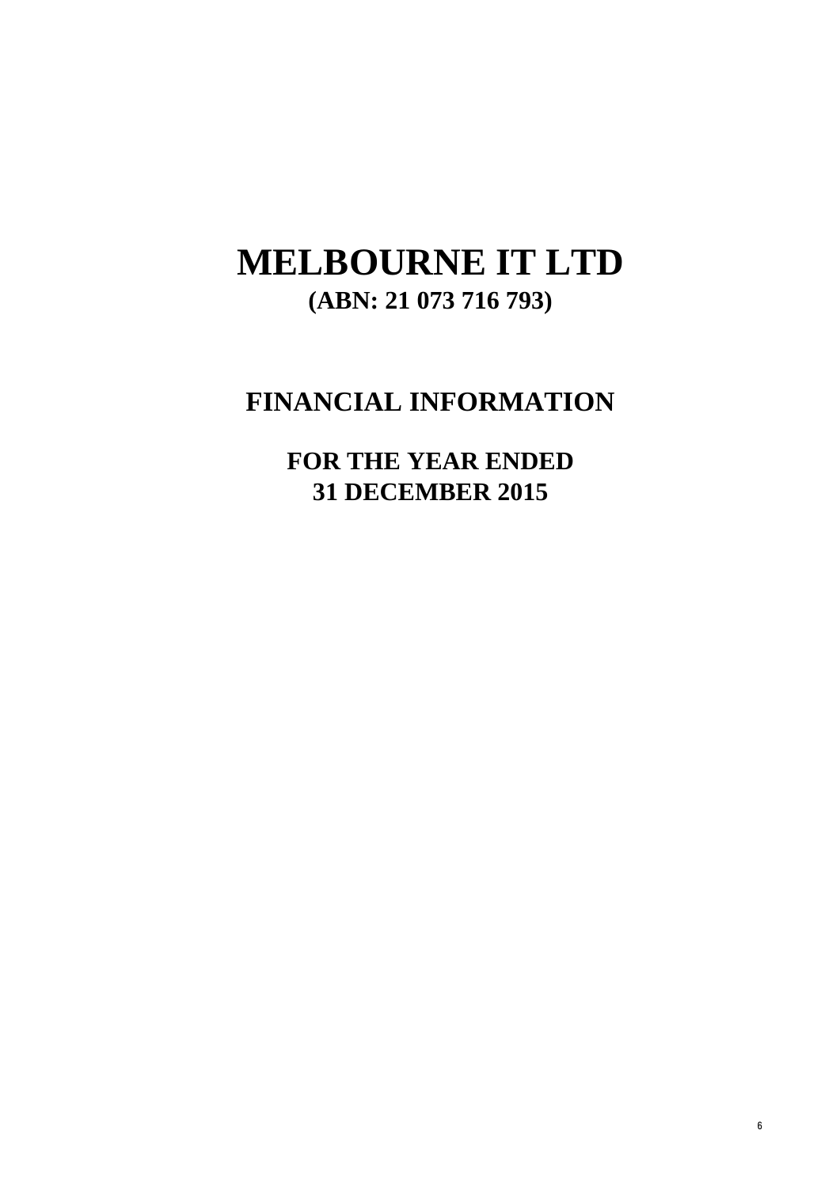# MELBOURNE IT LTD

**(ABN: 21 073 716 793)**

## FINANCIAL INFORMATION

### FOR THE YEAR ENDED 31 DECEMBER 2015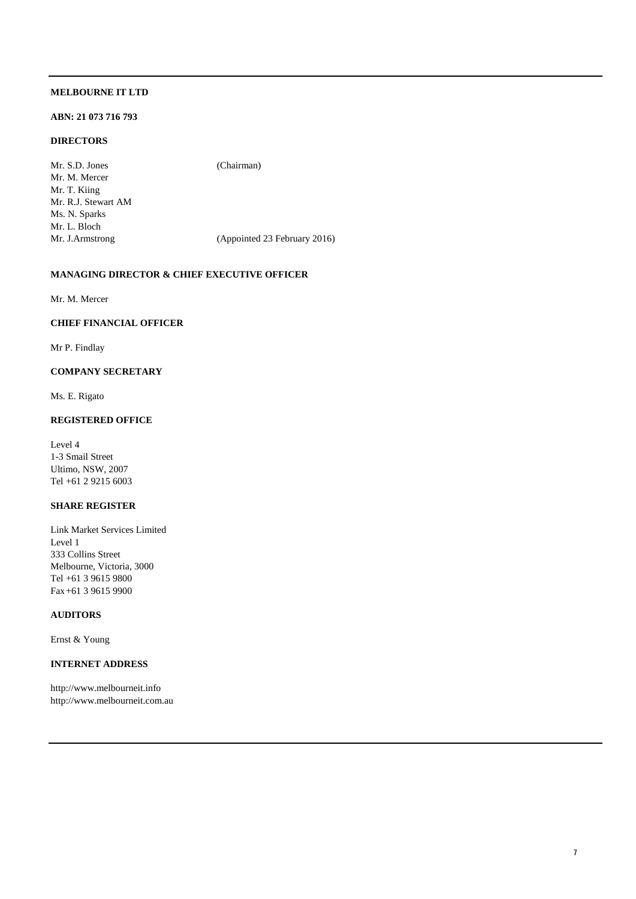**MELBOURNE IT LTD**

**ABN: 21 073 716 793**

**DIRECTORS**

| | |
|---|---|
| Mr. S.D. Jones | (Chairman) |
| Mr. M. Mercer | |
| Mr. T. Kiing | |
| Mr. R.J. Stewart AM | |
| Ms. N. Sparks | |
| Mr. L. Bloch | |
| Mr. J.Armstrong | (Appointed 23 February 2016) |

**MANAGING DIRECTOR & CHIEF EXECUTIVE OFFICER**

Mr. M. Mercer

**CHIEF FINANCIAL OFFICER**

Mr P. Findlay

**COMPANY SECRETARY**

Ms. E. Rigato

**REGISTERED OFFICE**

Level 4
1-3 Smail Street
Ultimo, NSW, 2007
Tel +61 2 9215 6003

**SHARE REGISTER**

Link Market Services Limited
Level 1
333 Collins Street
Melbourne, Victoria, 3000
Tel +61 3 9615 9800
Fax +61 3 9615 9900

**AUDITORS**

Ernst & Young

**INTERNET ADDRESS**

http://www.melbourneit.info
http://www.melbourneit.com.au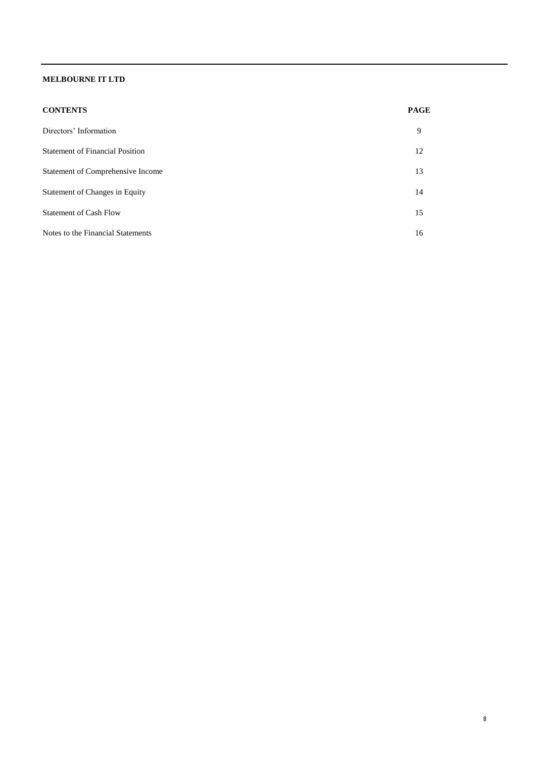**MELBOURNE IT LTD**

| **CONTENTS** | **PAGE** |
| --- | --- |
| Directors' Information | 9 |
| Statement of Financial Position | 12 |
| Statement of Comprehensive Income | 13 |
| Statement of Changes in Equity | 14 |
| Statement of Cash Flow | 15 |
| Notes to the Financial Statements | 16 |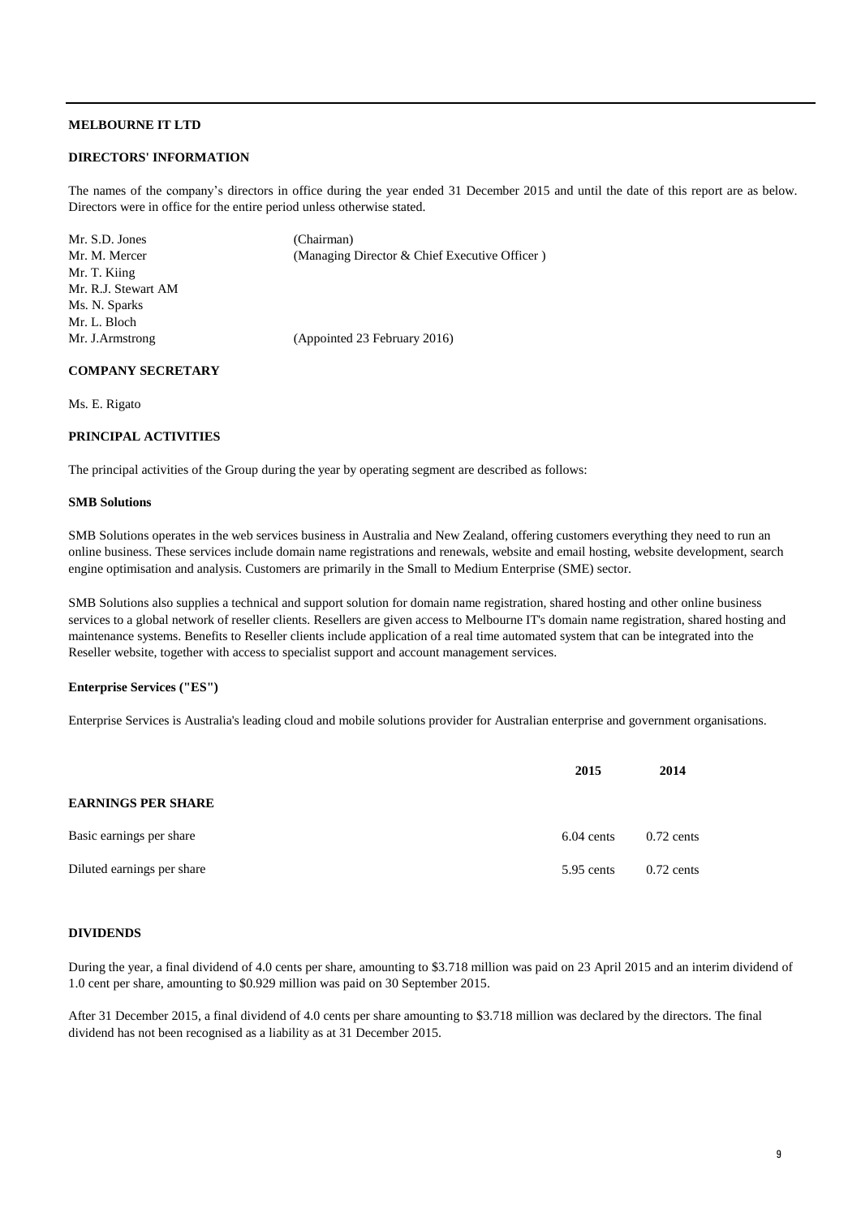**MELBOURNE IT LTD**

**DIRECTORS' INFORMATION**

The names of the company's directors in office during the year ended 31 December 2015 and until the date of this report are as below. Directors were in office for the entire period unless otherwise stated.

| | |
|---|---|
| Mr. S.D. Jones | (Chairman) |
| Mr. M. Mercer | (Managing Director & Chief Executive Officer ) |
| Mr. T. Kiing | |
| Mr. R.J. Stewart AM | |
| Ms. N. Sparks | |
| Mr. L. Bloch | |
| Mr. J.Armstrong | (Appointed 23 February 2016) |

**COMPANY SECRETARY**

Ms. E. Rigato

**PRINCIPAL ACTIVITIES**

The principal activities of the Group during the year by operating segment are described as follows:

**SMB Solutions**

SMB Solutions operates in the web services business in Australia and New Zealand, offering customers everything they need to run an online business. These services include domain name registrations and renewals, website and email hosting, website development, search engine optimisation and analysis. Customers are primarily in the Small to Medium Enterprise (SME) sector.

SMB Solutions also supplies a technical and support solution for domain name registration, shared hosting and other online business services to a global network of reseller clients. Resellers are given access to Melbourne IT's domain name registration, shared hosting and maintenance systems. Benefits to Reseller clients include application of a real time automated system that can be integrated into the Reseller website, together with access to specialist support and account management services.

**Enterprise Services ("ES")**

Enterprise Services is Australia's leading cloud and mobile solutions provider for Australian enterprise and government organisations.

| | 2015 | 2014 |
|---|---|---|
| **EARNINGS PER SHARE** | | |
| Basic earnings per share | 6.04 cents | 0.72 cents |
| Diluted earnings per share | 5.95 cents | 0.72 cents |

**DIVIDENDS**

During the year, a final dividend of 4.0 cents per share, amounting to $3.718 million was paid on 23 April 2015 and an interim dividend of 1.0 cent per share, amounting to $0.929 million was paid on 30 September 2015.

After 31 December 2015, a final dividend of 4.0 cents per share amounting to $3.718 million was declared by the directors. The final dividend has not been recognised as a liability as at 31 December 2015.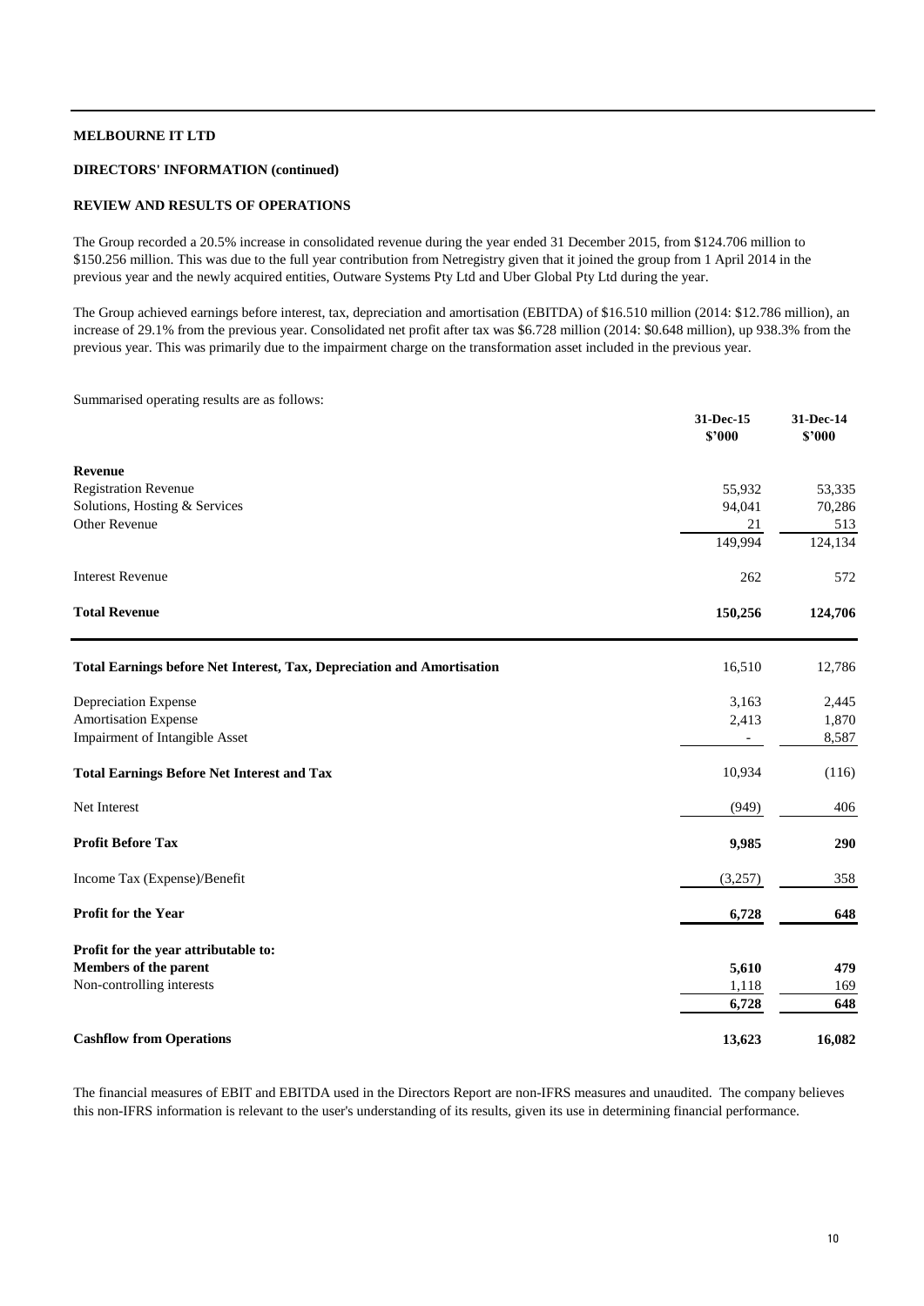**MELBOURNE IT LTD**

**DIRECTORS' INFORMATION (continued)**

**REVIEW AND RESULTS OF OPERATIONS**

The Group recorded a 20.5% increase in consolidated revenue during the year ended 31 December 2015, from $124.706 million to $150.256 million. This was due to the full year contribution from Netregistry given that it joined the group from 1 April 2014 in the previous year and the newly acquired entities, Outware Systems Pty Ltd and Uber Global Pty Ltd during the year.

The Group achieved earnings before interest, tax, depreciation and amortisation (EBITDA) of $16.510 million (2014: $12.786 million), an increase of 29.1% from the previous year. Consolidated net profit after tax was $6.728 million (2014: $0.648 million), up 938.3% from the previous year. This was primarily due to the impairment charge on the transformation asset included in the previous year.

Summarised operating results are as follows:

| | 31-Dec-15 $'000 | 31-Dec-14 $'000 |
|---|---|---|
| **Revenue** | | |
| Registration Revenue | 55,932 | 53,335 |
| Solutions, Hosting & Services | 94,041 | 70,286 |
| Other Revenue | 21 | 513 |
| | 149,994 | 124,134 |
| Interest Revenue | 262 | 572 |
| **Total Revenue** | **150,256** | **124,706** |
| **Total Earnings before Net Interest, Tax, Depreciation and Amortisation** | 16,510 | 12,786 |
| Depreciation Expense | 3,163 | 2,445 |
| Amortisation Expense | 2,413 | 1,870 |
| Impairment of Intangible Asset | - | 8,587 |
| **Total Earnings Before Net Interest and Tax** | 10,934 | (116) |
| Net Interest | (949) | 406 |
| **Profit Before Tax** | **9,985** | **290** |
| Income Tax (Expense)/Benefit | (3,257) | 358 |
| **Profit for the Year** | **6,728** | **648** |
| **Profit for the year attributable to:** | | |
| **Members of the parent** | **5,610** | **479** |
| Non-controlling interests | 1,118 | 169 |
| | **6,728** | **648** |
| **Cashflow from Operations** | **13,623** | **16,082** |

The financial measures of EBIT and EBITDA used in the Directors Report are non-IFRS measures and unaudited. The company believes this non-IFRS information is relevant to the user's understanding of its results, given its use in determining financial performance.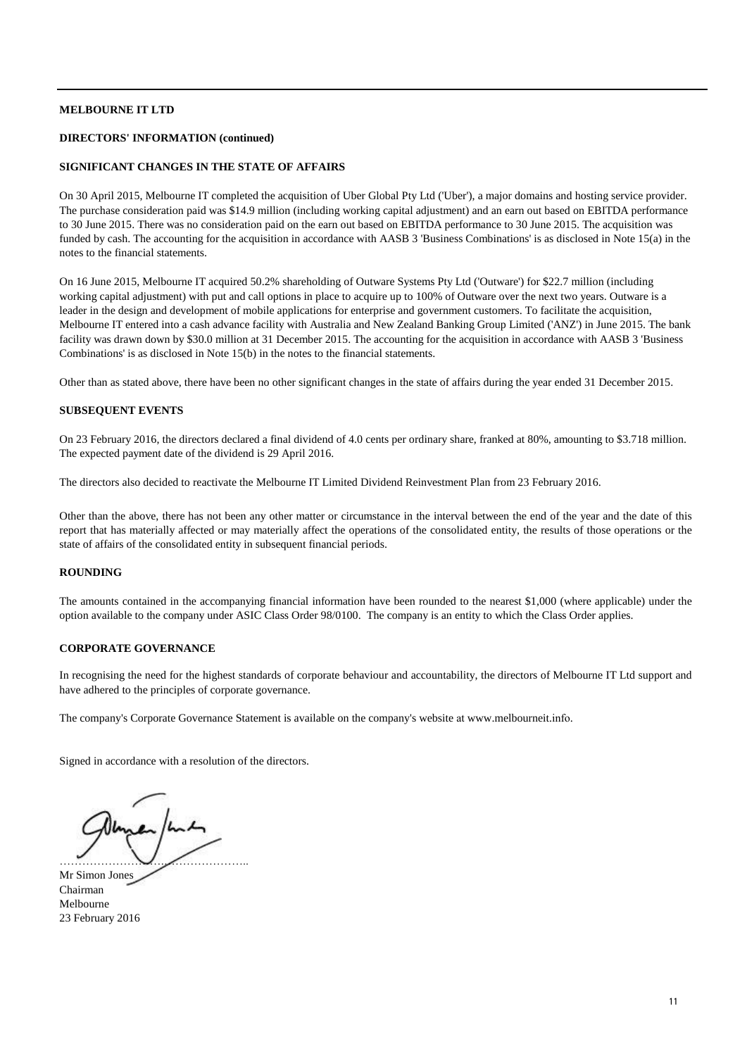**MELBOURNE IT LTD**

**DIRECTORS' INFORMATION (continued)**

**SIGNIFICANT CHANGES IN THE STATE OF AFFAIRS**

On 30 April 2015, Melbourne IT completed the acquisition of Uber Global Pty Ltd ('Uber'), a major domains and hosting service provider. The purchase consideration paid was $14.9 million (including working capital adjustment) and an earn out based on EBITDA performance to 30 June 2015. There was no consideration paid on the earn out based on EBITDA performance to 30 June 2015. The acquisition was funded by cash. The accounting for the acquisition in accordance with AASB 3 'Business Combinations' is as disclosed in Note 15(a) in the notes to the financial statements.

On 16 June 2015, Melbourne IT acquired 50.2% shareholding of Outware Systems Pty Ltd ('Outware') for $22.7 million (including working capital adjustment) with put and call options in place to acquire up to 100% of Outware over the next two years. Outware is a leader in the design and development of mobile applications for enterprise and government customers. To facilitate the acquisition, Melbourne IT entered into a cash advance facility with Australia and New Zealand Banking Group Limited ('ANZ') in June 2015. The bank facility was drawn down by $30.0 million at 31 December 2015. The accounting for the acquisition in accordance with AASB 3 'Business Combinations' is as disclosed in Note 15(b) in the notes to the financial statements.

Other than as stated above, there have been no other significant changes in the state of affairs during the year ended 31 December 2015.

**SUBSEQUENT EVENTS**

On 23 February 2016, the directors declared a final dividend of 4.0 cents per ordinary share, franked at 80%, amounting to $3.718 million. The expected payment date of the dividend is 29 April 2016.

The directors also decided to reactivate the Melbourne IT Limited Dividend Reinvestment Plan from 23 February 2016.

Other than the above, there has not been any other matter or circumstance in the interval between the end of the year and the date of this report that has materially affected or may materially affect the operations of the consolidated entity, the results of those operations or the state of affairs of the consolidated entity in subsequent financial periods.

**ROUNDING**

The amounts contained in the accompanying financial information have been rounded to the nearest $1,000 (where applicable) under the option available to the company under ASIC Class Order 98/0100. The company is an entity to which the Class Order applies.

**CORPORATE GOVERNANCE**

In recognising the need for the highest standards of corporate behaviour and accountability, the directors of Melbourne IT Ltd support and have adhered to the principles of corporate governance.

The company's Corporate Governance Statement is available on the company's website at www.melbourneit.info.

Signed in accordance with a resolution of the directors.

…………………………………………..

Mr Simon Jones
Chairman
Melbourne
23 February 2016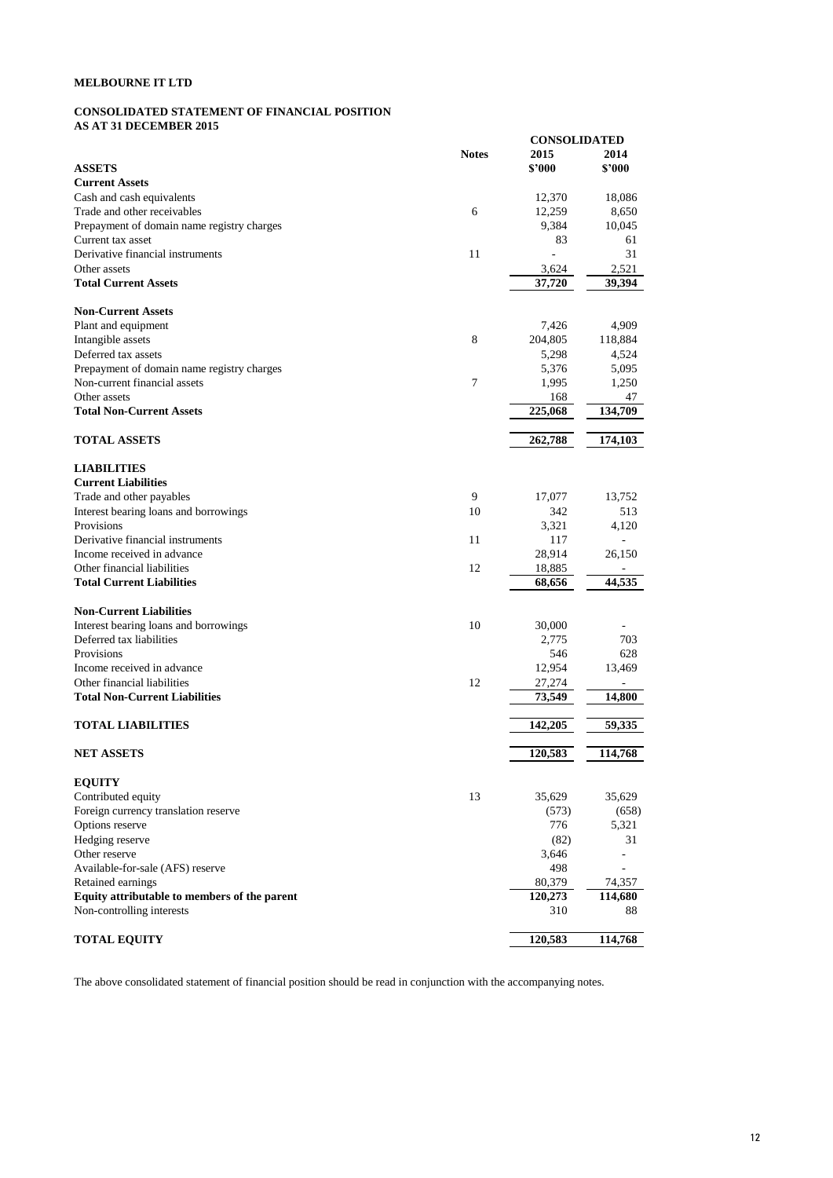# MELBOURNE IT LTD

## CONSOLIDATED STATEMENT OF FINANCIAL POSITION
## AS AT 31 DECEMBER 2015

| | Notes | CONSOLIDATED 2015 $'000 | 2014 $'000 |
|---|---|---|---|
| **ASSETS** | | | |
| **Current Assets** | | | |
| Cash and cash equivalents | | 12,370 | 18,086 |
| Trade and other receivables | 6 | 12,259 | 8,650 |
| Prepayment of domain name registry charges | | 9,384 | 10,045 |
| Current tax asset | | 83 | 61 |
| Derivative financial instruments | 11 | - | 31 |
| Other assets | | 3,624 | 2,521 |
| **Total Current Assets** | | **37,720** | **39,394** |
| | | | |
| **Non-Current Assets** | | | |
| Plant and equipment | | 7,426 | 4,909 |
| Intangible assets | 8 | 204,805 | 118,884 |
| Deferred tax assets | | 5,298 | 4,524 |
| Prepayment of domain name registry charges | | 5,376 | 5,095 |
| Non-current financial assets | 7 | 1,995 | 1,250 |
| Other assets | | 168 | 47 |
| **Total Non-Current Assets** | | **225,068** | **134,709** |
| | | | |
| **TOTAL ASSETS** | | **262,788** | **174,103** |
| | | | |
| **LIABILITIES** | | | |
| **Current Liabilities** | | | |
| Trade and other payables | 9 | 17,077 | 13,752 |
| Interest bearing loans and borrowings | 10 | 342 | 513 |
| Provisions | | 3,321 | 4,120 |
| Derivative financial instruments | 11 | 117 | - |
| Income received in advance | | 28,914 | 26,150 |
| Other financial liabilities | 12 | 18,885 | - |
| **Total Current Liabilities** | | **68,656** | **44,535** |
| | | | |
| **Non-Current Liabilities** | | | |
| Interest bearing loans and borrowings | 10 | 30,000 | - |
| Deferred tax liabilities | | 2,775 | 703 |
| Provisions | | 546 | 628 |
| Income received in advance | | 12,954 | 13,469 |
| Other financial liabilities | 12 | 27,274 | - |
| **Total Non-Current Liabilities** | | **73,549** | **14,800** |
| | | | |
| **TOTAL LIABILITIES** | | **142,205** | **59,335** |
| | | | |
| **NET ASSETS** | | **120,583** | **114,768** |
| | | | |
| **EQUITY** | | | |
| Contributed equity | 13 | 35,629 | 35,629 |
| Foreign currency translation reserve | | (573) | (658) |
| Options reserve | | 776 | 5,321 |
| Hedging reserve | | (82) | 31 |
| Other reserve | | 3,646 | - |
| Available-for-sale (AFS) reserve | | 498 | - |
| Retained earnings | | 80,379 | 74,357 |
| **Equity attributable to members of the parent** | | **120,273** | **114,680** |
| Non-controlling interests | | 310 | 88 |
| | | | |
| **TOTAL EQUITY** | | **120,583** | **114,768** |

The above consolidated statement of financial position should be read in conjunction with the accompanying notes.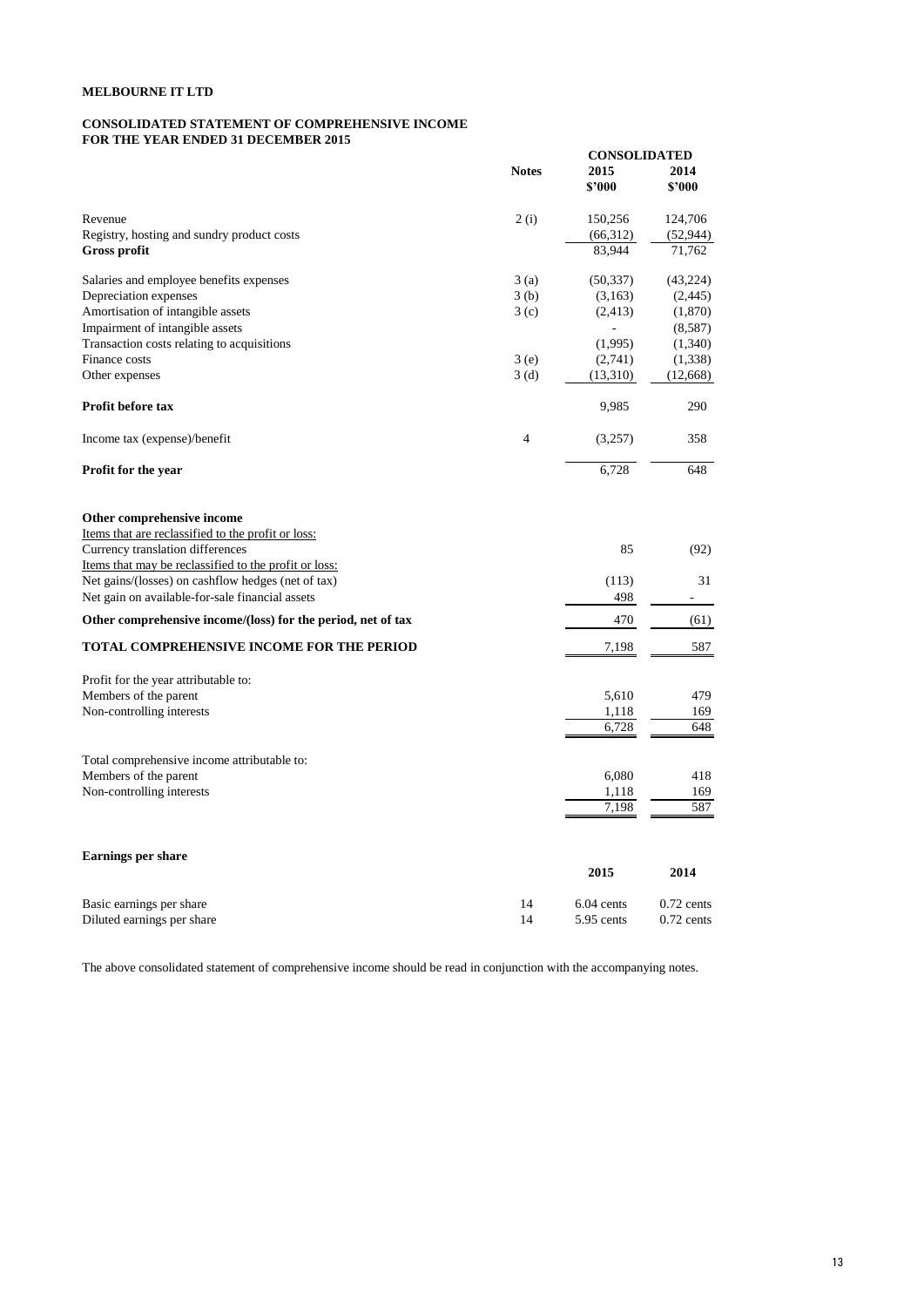**MELBOURNE IT LTD**

**CONSOLIDATED STATEMENT OF COMPREHENSIVE INCOME**
**FOR THE YEAR ENDED 31 DECEMBER 2015**

| | Notes | CONSOLIDATED 2015 $'000 | 2014 $'000 |
|---|---|---|---|
| Revenue | 2 (i) | 150,256 | 124,706 |
| Registry, hosting and sundry product costs | | (66,312) | (52,944) |
| **Gross profit** | | 83,944 | 71,762 |
| Salaries and employee benefits expenses | 3 (a) | (50,337) | (43,224) |
| Depreciation expenses | 3 (b) | (3,163) | (2,445) |
| Amortisation of intangible assets | 3 (c) | (2,413) | (1,870) |
| Impairment of intangible assets | | - | (8,587) |
| Transaction costs relating to acquisitions | | (1,995) | (1,340) |
| Finance costs | 3 (e) | (2,741) | (1,338) |
| Other expenses | 3 (d) | (13,310) | (12,668) |
| **Profit before tax** | | 9,985 | 290 |
| Income tax (expense)/benefit | 4 | (3,257) | 358 |
| **Profit for the year** | | 6,728 | 648 |
| **Other comprehensive income** | | | |
| Items that are reclassified to the profit or loss: | | | |
| Currency translation differences | | 85 | (92) |
| Items that may be reclassified to the profit or loss: | | | |
| Net gains/(losses) on cashflow hedges (net of tax) | | (113) | 31 |
| Net gain on available-for-sale financial assets | | 498 | - |
| **Other comprehensive income/(loss) for the period, net of tax** | | 470 | (61) |
| **TOTAL COMPREHENSIVE INCOME FOR THE PERIOD** | | 7,198 | 587 |
| Profit for the year attributable to: | | | |
| Members of the parent | | 5,610 | 479 |
| Non-controlling interests | | 1,118 | 169 |
| | | 6,728 | 648 |
| Total comprehensive income attributable to: | | | |
| Members of the parent | | 6,080 | 418 |
| Non-controlling interests | | 1,118 | 169 |
| | | 7,198 | 587 |

**Earnings per share**

| | | 2015 | 2014 |
|---|---|---|---|
| Basic earnings per share | 14 | 6.04 cents | 0.72 cents |
| Diluted earnings per share | 14 | 5.95 cents | 0.72 cents |

The above consolidated statement of comprehensive income should be read in conjunction with the accompanying notes.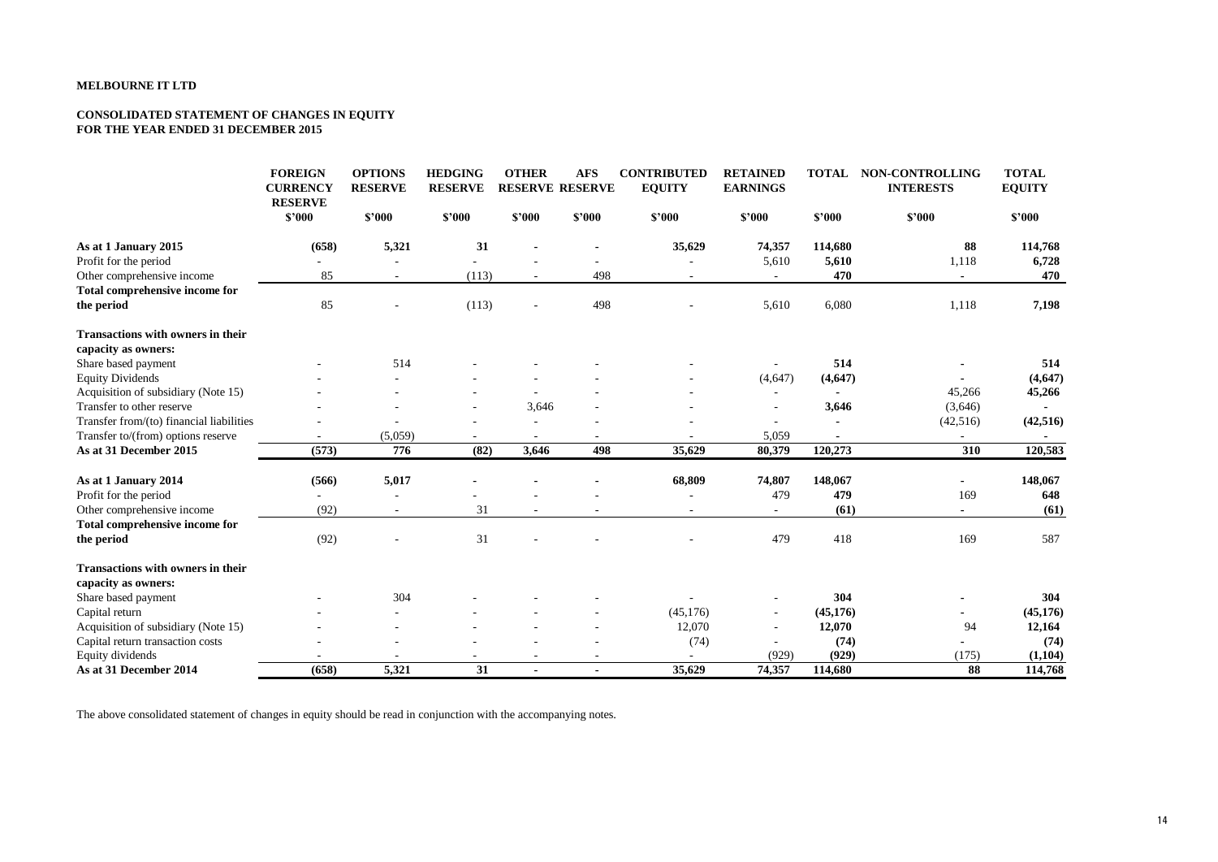**MELBOURNE IT LTD**

**CONSOLIDATED STATEMENT OF CHANGES IN EQUITY**
**FOR THE YEAR ENDED 31 DECEMBER 2015**

| | FOREIGN CURRENCY RESERVE | OPTIONS RESERVE | HEDGING RESERVE | OTHER RESERVE | AFS RESERVE | CONTRIBUTED EQUITY | RETAINED EARNINGS | TOTAL | NON-CONTROLLING INTERESTS | TOTAL EQUITY |
|---|---|---|---|---|---|---|---|---|---|---|
| | $'000 | $'000 | $'000 | $'000 | $'000 | $'000 | $'000 | $'000 | $'000 | $'000 |
| **As at 1 January 2015** | **(658)** | **5,321** | **31** | **-** | **-** | **35,629** | **74,357** | **114,680** | **88** | **114,768** |
| Profit for the period | - | - | - | - | - | - | 5,610 | **5,610** | 1,118 | **6,728** |
| Other comprehensive income | 85 | - | (113) | - | 498 | - | - | **470** | - | **470** |
| **Total comprehensive income for the period** | 85 | - | (113) | - | 498 | - | 5,610 | 6,080 | 1,118 | **7,198** |
| **Transactions with owners in their capacity as owners:** | | | | | | | | | | |
| Share based payment | - | 514 | - | - | - | - | - | **514** | - | **514** |
| Equity Dividends | - | - | - | - | - | - | (4,647) | **(4,647)** | - | **(4,647)** |
| Acquisition of subsidiary (Note 15) | - | - | - | - | - | - | - | **-** | 45,266 | **45,266** |
| Transfer to other reserve | - | - | - | 3,646 | - | - | - | **3,646** | (3,646) | **-** |
| Transfer from/(to) financial liabilities | - | - | - | - | - | - | - | **-** | (42,516) | **(42,516)** |
| Transfer to/(from) options reserve | - | (5,059) | - | - | - | - | 5,059 | **-** | - | **-** |
| **As at 31 December 2015** | **(573)** | **776** | **(82)** | **3,646** | **498** | **35,629** | **80,379** | **120,273** | **310** | **120,583** |
| | | | | | | | | | | |
| **As at 1 January 2014** | **(566)** | **5,017** | **-** | **-** | **-** | **68,809** | **74,807** | **148,067** | **-** | **148,067** |
| Profit for the period | - | - | - | - | - | - | 479 | **479** | 169 | **648** |
| Other comprehensive income | (92) | - | 31 | - | - | - | - | **(61)** | - | **(61)** |
| **Total comprehensive income for the period** | (92) | - | 31 | - | - | - | 479 | 418 | 169 | 587 |
| **Transactions with owners in their capacity as owners:** | | | | | | | | | | |
| Share based payment | - | 304 | - | - | - | - | - | **304** | - | **304** |
| Capital return | - | - | - | - | - | (45,176) | - | **(45,176)** | - | **(45,176)** |
| Acquisition of subsidiary (Note 15) | - | - | - | - | - | 12,070 | - | **12,070** | 94 | **12,164** |
| Capital return transaction costs | - | - | - | - | - | (74) | - | **(74)** | - | **(74)** |
| Equity dividends | - | - | - | - | - | - | (929) | **(929)** | (175) | **(1,104)** |
| **As at 31 December 2014** | **(658)** | **5,321** | **31** | **-** | **-** | **35,629** | **74,357** | **114,680** | **88** | **114,768** |

The above consolidated statement of changes in equity should be read in conjunction with the accompanying notes.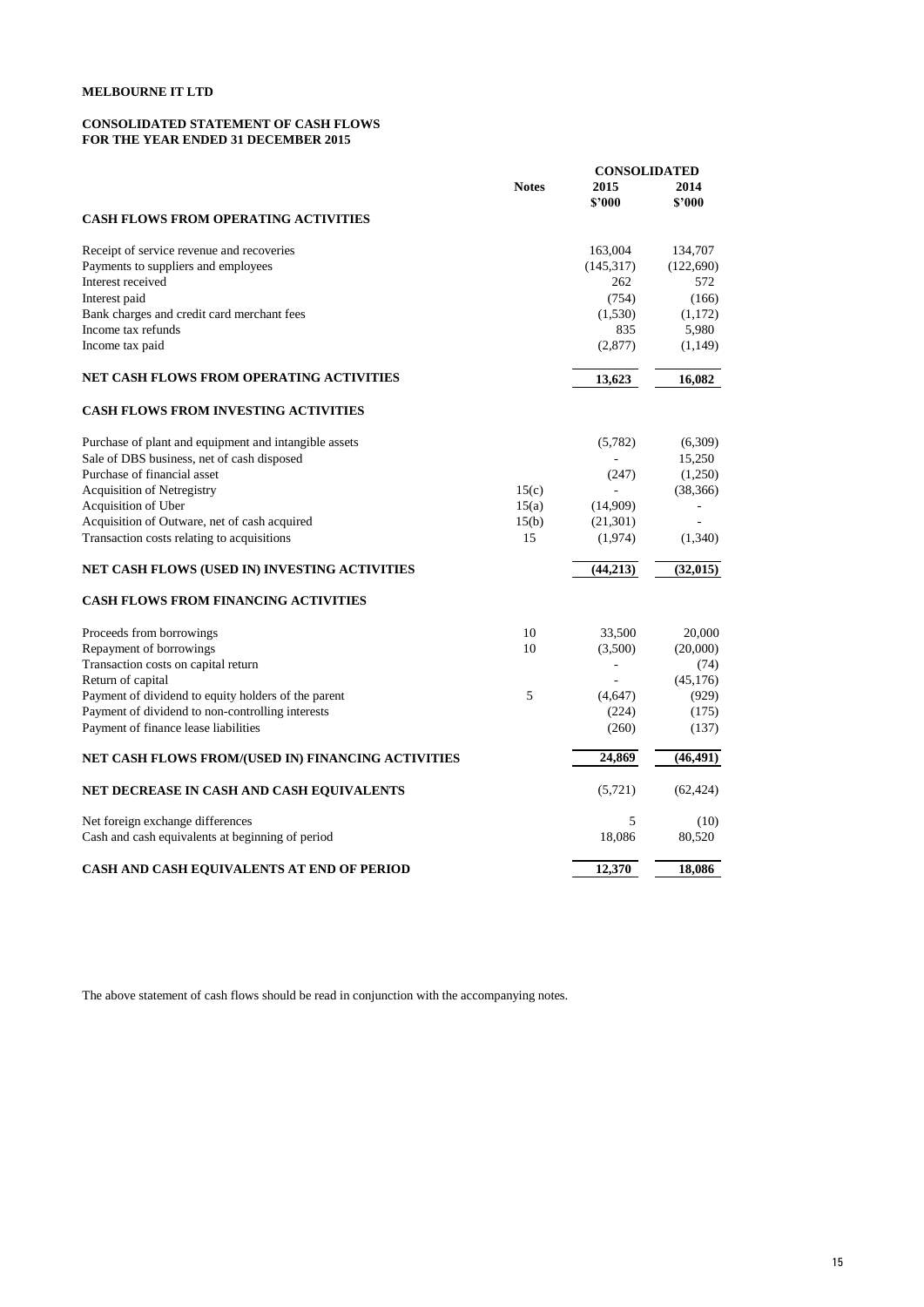**MELBOURNE IT LTD**

**CONSOLIDATED STATEMENT OF CASH FLOWS**
**FOR THE YEAR ENDED 31 DECEMBER 2015**

| | Notes | CONSOLIDATED 2015 $'000 | 2014 $'000 |
|---|---|---|---|
| **CASH FLOWS FROM OPERATING ACTIVITIES** | | | |
| Receipt of service revenue and recoveries | | 163,004 | 134,707 |
| Payments to suppliers and employees | | (145,317) | (122,690) |
| Interest received | | 262 | 572 |
| Interest paid | | (754) | (166) |
| Bank charges and credit card merchant fees | | (1,530) | (1,172) |
| Income tax refunds | | 835 | 5,980 |
| Income tax paid | | (2,877) | (1,149) |
| **NET CASH FLOWS FROM OPERATING ACTIVITIES** | | **13,623** | **16,082** |
| **CASH FLOWS FROM INVESTING ACTIVITIES** | | | |
| Purchase of plant and equipment and intangible assets | | (5,782) | (6,309) |
| Sale of DBS business, net of cash disposed | | - | 15,250 |
| Purchase of financial asset | | (247) | (1,250) |
| Acquisition of Netregistry | 15(c) | - | (38,366) |
| Acquisition of Uber | 15(a) | (14,909) | - |
| Acquisition of Outware, net of cash acquired | 15(b) | (21,301) | - |
| Transaction costs relating to acquisitions | 15 | (1,974) | (1,340) |
| **NET CASH FLOWS (USED IN) INVESTING ACTIVITIES** | | **(44,213)** | **(32,015)** |
| **CASH FLOWS FROM FINANCING ACTIVITIES** | | | |
| Proceeds from borrowings | 10 | 33,500 | 20,000 |
| Repayment of borrowings | 10 | (3,500) | (20,000) |
| Transaction costs on capital return | | - | (74) |
| Return of capital | | - | (45,176) |
| Payment of dividend to equity holders of the parent | 5 | (4,647) | (929) |
| Payment of dividend to non-controlling interests | | (224) | (175) |
| Payment of finance lease liabilities | | (260) | (137) |
| **NET CASH FLOWS FROM/(USED IN) FINANCING ACTIVITIES** | | **24,869** | **(46,491)** |
| **NET DECREASE IN CASH AND CASH EQUIVALENTS** | | (5,721) | (62,424) |
| Net foreign exchange differences | | 5 | (10) |
| Cash and cash equivalents at beginning of period | | 18,086 | 80,520 |
| **CASH AND CASH EQUIVALENTS AT END OF PERIOD** | | **12,370** | **18,086** |

The above statement of cash flows should be read in conjunction with the accompanying notes.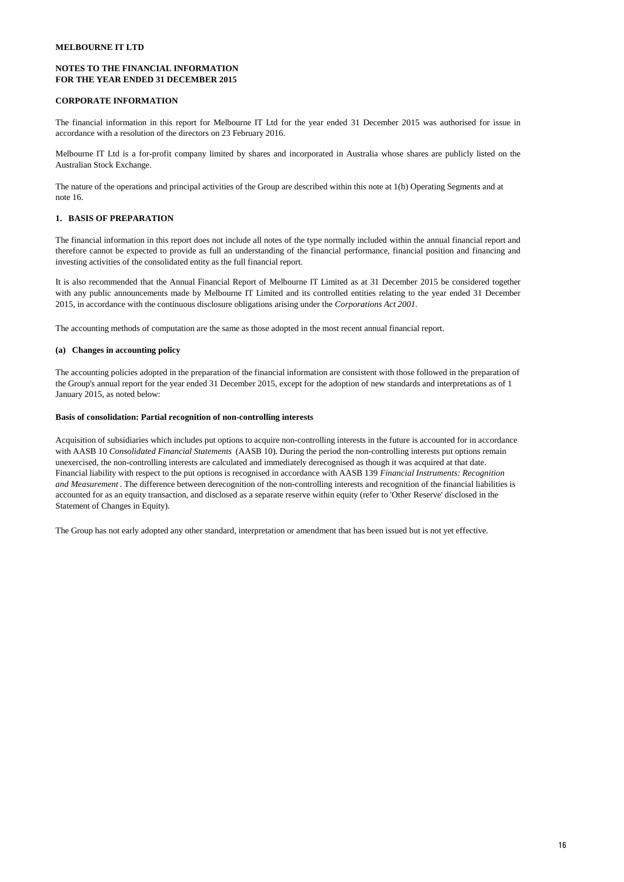**MELBOURNE IT LTD**

**NOTES TO THE FINANCIAL INFORMATION**
**FOR THE YEAR ENDED 31 DECEMBER 2015**

**CORPORATE INFORMATION**

The financial information in this report for Melbourne IT Ltd for the year ended 31 December 2015 was authorised for issue in accordance with a resolution of the directors on 23 February 2016.

Melbourne IT Ltd is a for-profit company limited by shares and incorporated in Australia whose shares are publicly listed on the Australian Stock Exchange.

The nature of the operations and principal activities of the Group are described within this note at 1(b) Operating Segments and at note 16.

## 1. BASIS OF PREPARATION

The financial information in this report does not include all notes of the type normally included within the annual financial report and therefore cannot be expected to provide as full an understanding of the financial performance, financial position and financing and investing activities of the consolidated entity as the full financial report.

It is also recommended that the Annual Financial Report of Melbourne IT Limited as at 31 December 2015 be considered together with any public announcements made by Melbourne IT Limited and its controlled entities relating to the year ended 31 December 2015, in accordance with the continuous disclosure obligations arising under the *Corporations Act 2001*.

The accounting methods of computation are the same as those adopted in the most recent annual financial report.

### (a) Changes in accounting policy

The accounting policies adopted in the preparation of the financial information are consistent with those followed in the preparation of the Group's annual report for the year ended 31 December 2015, except for the adoption of new standards and interpretations as of 1 January 2015, as noted below:

**Basis of consolidation: Partial recognition of non-controlling interests**

Acquisition of subsidiaries which includes put options to acquire non-controlling interests in the future is accounted for in accordance with AASB 10 *Consolidated Financial Statements* (AASB 10). During the period the non-controlling interests put options remain unexercised, the non-controlling interests are calculated and immediately derecognised as though it was acquired at that date. Financial liability with respect to the put options is recognised in accordance with AASB 139 *Financial Instruments: Recognition and Measurement*. The difference between derecognition of the non-controlling interests and recognition of the financial liabilities is accounted for as an equity transaction, and disclosed as a separate reserve within equity (refer to 'Other Reserve' disclosed in the Statement of Changes in Equity).

The Group has not early adopted any other standard, interpretation or amendment that has been issued but is not yet effective.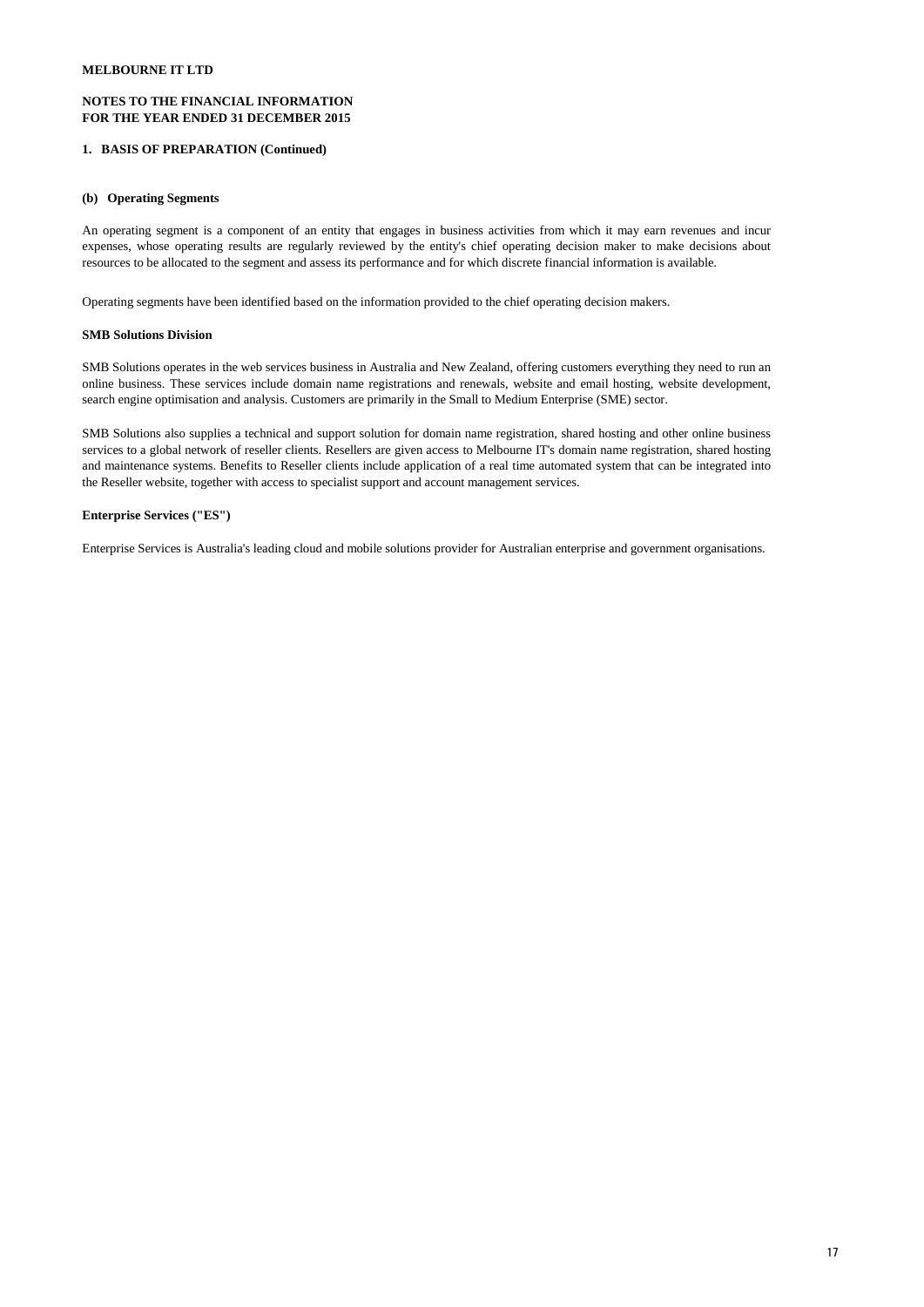**MELBOURNE IT LTD**

**NOTES TO THE FINANCIAL INFORMATION**
**FOR THE YEAR ENDED 31 DECEMBER 2015**

**1. BASIS OF PREPARATION (Continued)**

**(b) Operating Segments**

An operating segment is a component of an entity that engages in business activities from which it may earn revenues and incur expenses, whose operating results are regularly reviewed by the entity's chief operating decision maker to make decisions about resources to be allocated to the segment and assess its performance and for which discrete financial information is available.

Operating segments have been identified based on the information provided to the chief operating decision makers.

**SMB Solutions Division**

SMB Solutions operates in the web services business in Australia and New Zealand, offering customers everything they need to run an online business. These services include domain name registrations and renewals, website and email hosting, website development, search engine optimisation and analysis. Customers are primarily in the Small to Medium Enterprise (SME) sector.

SMB Solutions also supplies a technical and support solution for domain name registration, shared hosting and other online business services to a global network of reseller clients. Resellers are given access to Melbourne IT's domain name registration, shared hosting and maintenance systems. Benefits to Reseller clients include application of a real time automated system that can be integrated into the Reseller website, together with access to specialist support and account management services.

**Enterprise Services ("ES")**

Enterprise Services is Australia's leading cloud and mobile solutions provider for Australian enterprise and government organisations.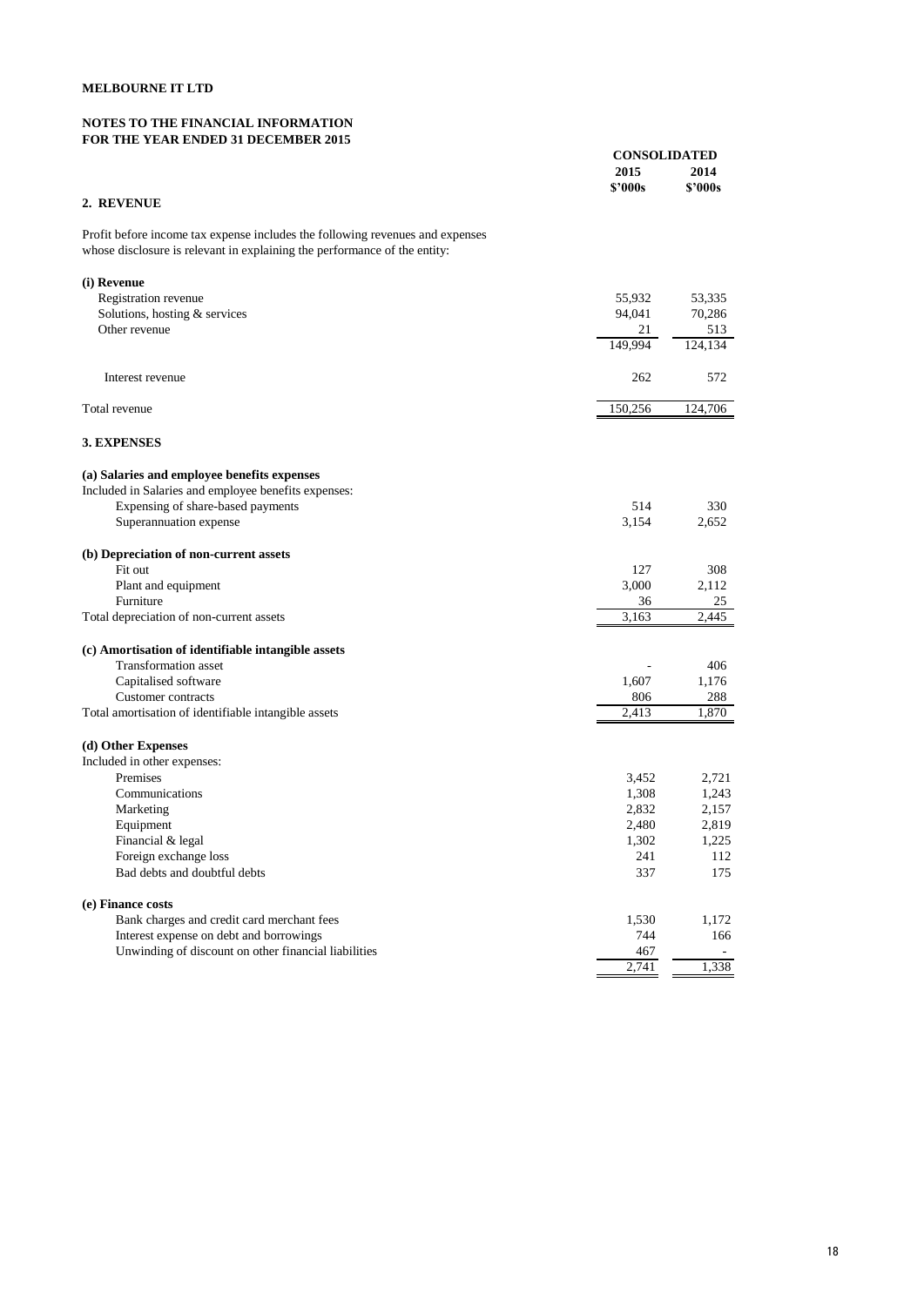**MELBOURNE IT LTD**

**NOTES TO THE FINANCIAL INFORMATION**
**FOR THE YEAR ENDED 31 DECEMBER 2015**

| | CONSOLIDATED | |
|---|---|---|
| | 2015 | 2014 |
| | $'000s | $'000s |
| **2. REVENUE** | | |
| Profit before income tax expense includes the following revenues and expenses whose disclosure is relevant in explaining the performance of the entity: | | |
| **(i) Revenue** | | |
| Registration revenue | 55,932 | 53,335 |
| Solutions, hosting & services | 94,041 | 70,286 |
| Other revenue | 21 | 513 |
| | 149,994 | 124,134 |
| Interest revenue | 262 | 572 |
| Total revenue | 150,256 | 124,706 |
| **3. EXPENSES** | | |
| **(a) Salaries and employee benefits expenses** | | |
| Included in Salaries and employee benefits expenses: | | |
| Expensing of share-based payments | 514 | 330 |
| Superannuation expense | 3,154 | 2,652 |
| **(b) Depreciation of non-current assets** | | |
| Fit out | 127 | 308 |
| Plant and equipment | 3,000 | 2,112 |
| Furniture | 36 | 25 |
| Total depreciation of non-current assets | 3,163 | 2,445 |
| **(c) Amortisation of identifiable intangible assets** | | |
| Transformation asset | - | 406 |
| Capitalised software | 1,607 | 1,176 |
| Customer contracts | 806 | 288 |
| Total amortisation of identifiable intangible assets | 2,413 | 1,870 |
| **(d) Other Expenses** | | |
| Included in other expenses: | | |
| Premises | 3,452 | 2,721 |
| Communications | 1,308 | 1,243 |
| Marketing | 2,832 | 2,157 |
| Equipment | 2,480 | 2,819 |
| Financial & legal | 1,302 | 1,225 |
| Foreign exchange loss | 241 | 112 |
| Bad debts and doubtful debts | 337 | 175 |
| **(e) Finance costs** | | |
| Bank charges and credit card merchant fees | 1,530 | 1,172 |
| Interest expense on debt and borrowings | 744 | 166 |
| Unwinding of discount on other financial liabilities | 467 | - |
| | 2,741 | 1,338 |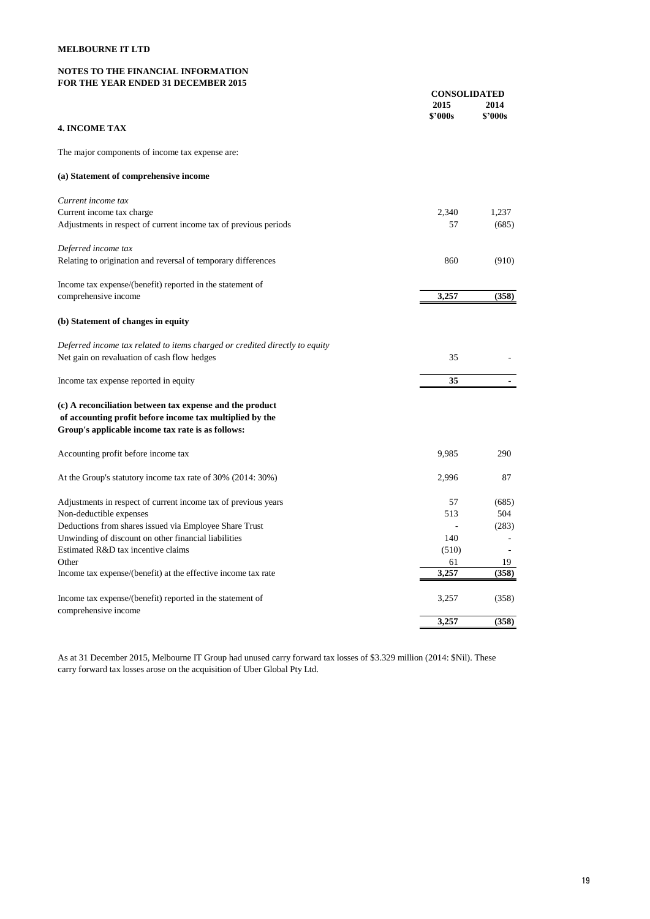**MELBOURNE IT LTD**

**NOTES TO THE FINANCIAL INFORMATION**
**FOR THE YEAR ENDED 31 DECEMBER 2015**

## 4. INCOME TAX

The major components of income tax expense are:

| | CONSOLIDATED | |
|---|---|---|
| | 2015 $'000s | 2014 $'000s |
| **(a) Statement of comprehensive income** | | |
| *Current income tax* | | |
| Current income tax charge | 2,340 | 1,237 |
| Adjustments in respect of current income tax of previous periods | 57 | (685) |
| *Deferred income tax* | | |
| Relating to origination and reversal of temporary differences | 860 | (910) |
| Income tax expense/(benefit) reported in the statement of comprehensive income | **3,257** | **(358)** |
| **(b) Statement of changes in equity** | | |
| *Deferred income tax related to items charged or credited directly to equity* | | |
| Net gain on revaluation of cash flow hedges | 35 | - |
| Income tax expense reported in equity | **35** | **-** |
| **(c) A reconciliation between tax expense and the product of accounting profit before income tax multiplied by the Group's applicable income tax rate is as follows:** | | |
| Accounting profit before income tax | 9,985 | 290 |
| At the Group's statutory income tax rate of 30% (2014: 30%) | 2,996 | 87 |
| Adjustments in respect of current income tax of previous years | 57 | (685) |
| Non-deductible expenses | 513 | 504 |
| Deductions from shares issued via Employee Share Trust | - | (283) |
| Unwinding of discount on other financial liabilities | 140 | - |
| Estimated R&D tax incentive claims | (510) | - |
| Other | 61 | 19 |
| Income tax expense/(benefit) at the effective income tax rate | **3,257** | **(358)** |
| Income tax expense/(benefit) reported in the statement of comprehensive income | 3,257 | (358) |
| | **3,257** | **(358)** |

As at 31 December 2015, Melbourne IT Group had unused carry forward tax losses of $3.329 million (2014: $Nil). These carry forward tax losses arose on the acquisition of Uber Global Pty Ltd.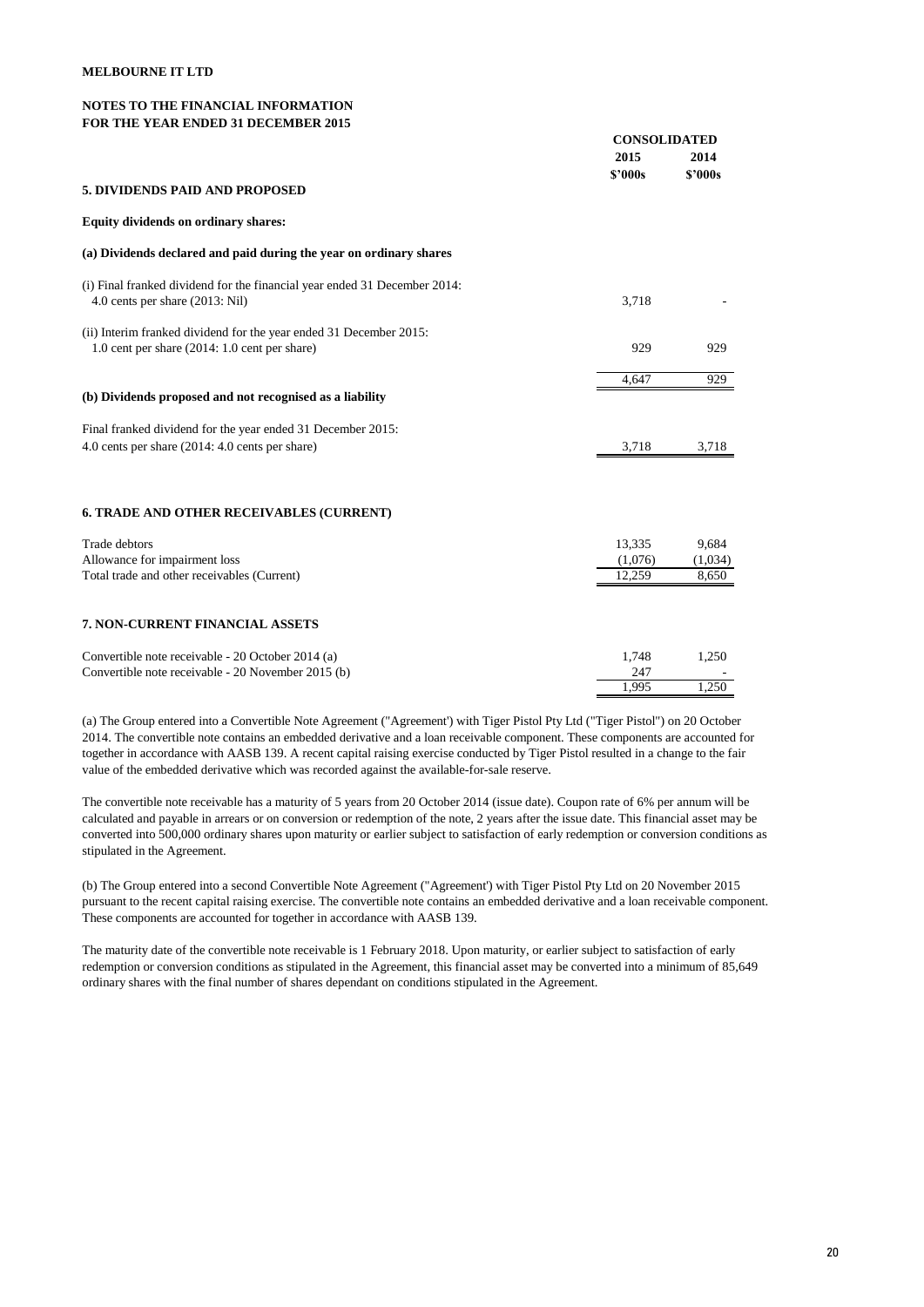**MELBOURNE IT LTD**

**NOTES TO THE FINANCIAL INFORMATION**
**FOR THE YEAR ENDED 31 DECEMBER 2015**

| | CONSOLIDATED | |
|---|---|---|
| | 2015 | 2014 |
| | $'000s | $'000s |
| **5. DIVIDENDS PAID AND PROPOSED** | | |
| **Equity dividends on ordinary shares:** | | |
| **(a) Dividends declared and paid during the year on ordinary shares** | | |
| (i) Final franked dividend for the financial year ended 31 December 2014: 4.0 cents per share (2013: Nil) | 3,718 | - |
| (ii) Interim franked dividend for the year ended 31 December 2015: 1.0 cent per share (2014: 1.0 cent per share) | 929 | 929 |
| | 4,647 | 929 |
| **(b) Dividends proposed and not recognised as a liability** | | |
| Final franked dividend for the year ended 31 December 2015: 4.0 cents per share (2014: 4.0 cents per share) | 3,718 | 3,718 |

## 6. TRADE AND OTHER RECEIVABLES (CURRENT)

| | 2015 | 2014 |
|---|---|---|
| Trade debtors | 13,335 | 9,684 |
| Allowance for impairment loss | (1,076) | (1,034) |
| Total trade and other receivables (Current) | 12,259 | 8,650 |

## 7. NON-CURRENT FINANCIAL ASSETS

| | 2015 | 2014 |
|---|---|---|
| Convertible note receivable - 20 October 2014 (a) | 1,748 | 1,250 |
| Convertible note receivable - 20 November 2015 (b) | 247 | - |
| | 1,995 | 1,250 |

(a) The Group entered into a Convertible Note Agreement ("Agreement') with Tiger Pistol Pty Ltd ("Tiger Pistol") on 20 October 2014. The convertible note contains an embedded derivative and a loan receivable component. These components are accounted for together in accordance with AASB 139. A recent capital raising exercise conducted by Tiger Pistol resulted in a change to the fair value of the embedded derivative which was recorded against the available-for-sale reserve.

The convertible note receivable has a maturity of 5 years from 20 October 2014 (issue date). Coupon rate of 6% per annum will be calculated and payable in arrears or on conversion or redemption of the note, 2 years after the issue date. This financial asset may be converted into 500,000 ordinary shares upon maturity or earlier subject to satisfaction of early redemption or conversion conditions as stipulated in the Agreement.

(b) The Group entered into a second Convertible Note Agreement ("Agreement') with Tiger Pistol Pty Ltd on 20 November 2015 pursuant to the recent capital raising exercise. The convertible note contains an embedded derivative and a loan receivable component. These components are accounted for together in accordance with AASB 139.

The maturity date of the convertible note receivable is 1 February 2018. Upon maturity, or earlier subject to satisfaction of early redemption or conversion conditions as stipulated in the Agreement, this financial asset may be converted into a minimum of 85,649 ordinary shares with the final number of shares dependant on conditions stipulated in the Agreement.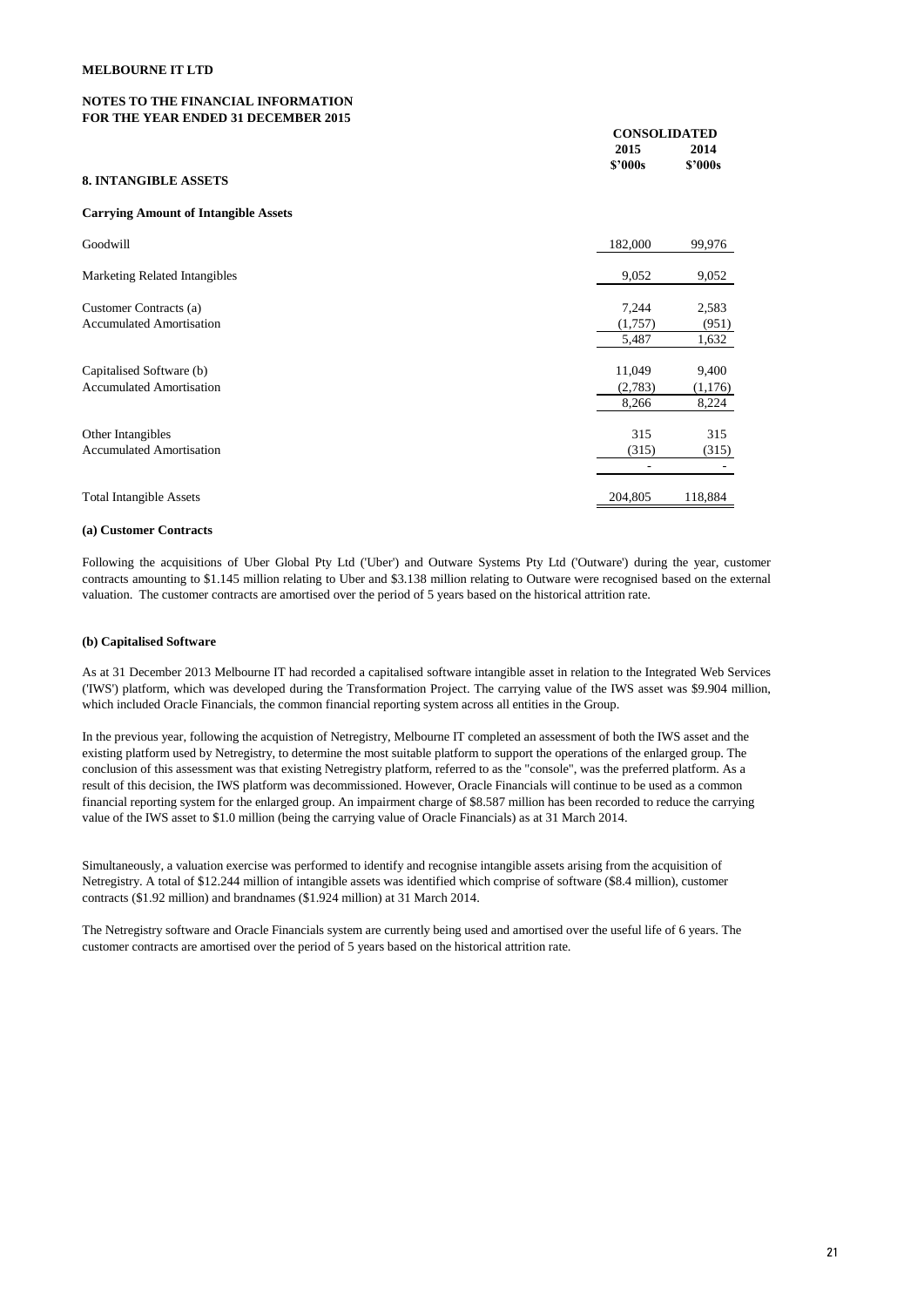**MELBOURNE IT LTD**

**NOTES TO THE FINANCIAL INFORMATION**
**FOR THE YEAR ENDED 31 DECEMBER 2015**

## 8. INTANGIBLE ASSETS

**Carrying Amount of Intangible Assets**

| | CONSOLIDATED 2015 $'000s | CONSOLIDATED 2014 $'000s |
|---|---|---|
| Goodwill | 182,000 | 99,976 |
| Marketing Related Intangibles | 9,052 | 9,052 |
| Customer Contracts (a) | 7,244 | 2,583 |
| Accumulated Amortisation | (1,757) | (951) |
| | 5,487 | 1,632 |
| Capitalised Software (b) | 11,049 | 9,400 |
| Accumulated Amortisation | (2,783) | (1,176) |
| | 8,266 | 8,224 |
| Other Intangibles | 315 | 315 |
| Accumulated Amortisation | (315) | (315) |
| | - | - |
| Total Intangible Assets | 204,805 | 118,884 |

**(a) Customer Contracts**

Following the acquisitions of Uber Global Pty Ltd ('Uber') and Outware Systems Pty Ltd ('Outware') during the year, customer contracts amounting to $1.145 million relating to Uber and $3.138 million relating to Outware were recognised based on the external valuation. The customer contracts are amortised over the period of 5 years based on the historical attrition rate.

**(b) Capitalised Software**

As at 31 December 2013 Melbourne IT had recorded a capitalised software intangible asset in relation to the Integrated Web Services ('IWS') platform, which was developed during the Transformation Project. The carrying value of the IWS asset was $9.904 million, which included Oracle Financials, the common financial reporting system across all entities in the Group.

In the previous year, following the acquistion of Netregistry, Melbourne IT completed an assessment of both the IWS asset and the existing platform used by Netregistry, to determine the most suitable platform to support the operations of the enlarged group. The conclusion of this assessment was that existing Netregistry platform, referred to as the "console", was the preferred platform. As a result of this decision, the IWS platform was decommissioned. However, Oracle Financials will continue to be used as a common financial reporting system for the enlarged group. An impairment charge of $8.587 million has been recorded to reduce the carrying value of the IWS asset to $1.0 million (being the carrying value of Oracle Financials) as at 31 March 2014.

Simultaneously, a valuation exercise was performed to identify and recognise intangible assets arising from the acquisition of Netregistry. A total of $12.244 million of intangible assets was identified which comprise of software ($8.4 million), customer contracts ($1.92 million) and brandnames ($1.924 million) at 31 March 2014.

The Netregistry software and Oracle Financials system are currently being used and amortised over the useful life of 6 years. The customer contracts are amortised over the period of 5 years based on the historical attrition rate.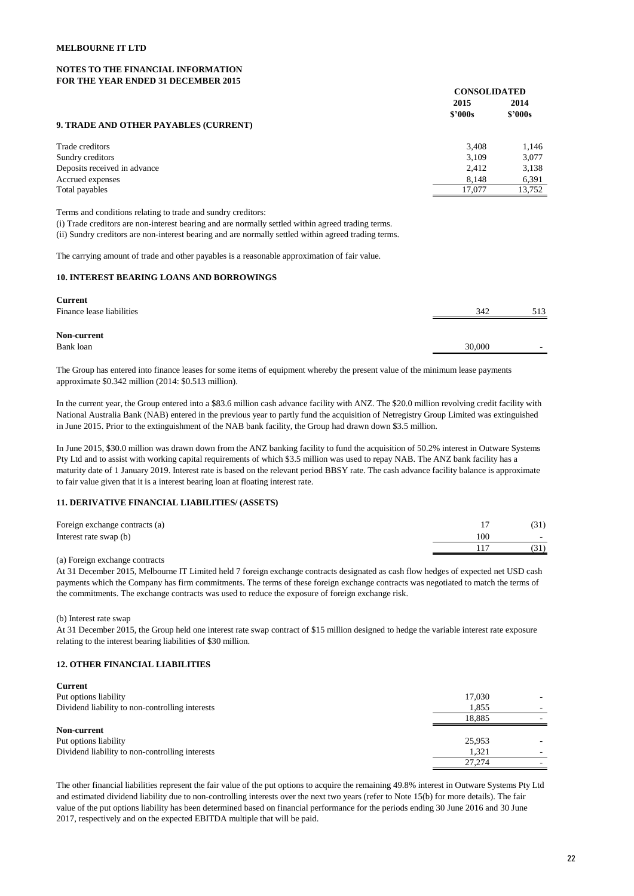**MELBOURNE IT LTD**

**NOTES TO THE FINANCIAL INFORMATION**
**FOR THE YEAR ENDED 31 DECEMBER 2015**

| | CONSOLIDATED | |
|---|---|---|
| | 2015 | 2014 |
| | $'000s | $'000s |

## 9. TRADE AND OTHER PAYABLES (CURRENT)

| | 2015 $'000s | 2014 $'000s |
|---|---|---|
| Trade creditors | 3,408 | 1,146 |
| Sundry creditors | 3,109 | 3,077 |
| Deposits received in advance | 2,412 | 3,138 |
| Accrued expenses | 8,148 | 6,391 |
| Total payables | 17,077 | 13,752 |

Terms and conditions relating to trade and sundry creditors:
(i) Trade creditors are non-interest bearing and are normally settled within agreed trading terms.
(ii) Sundry creditors are non-interest bearing and are normally settled within agreed trading terms.

The carrying amount of trade and other payables is a reasonable approximation of fair value.

## 10. INTEREST BEARING LOANS AND BORROWINGS

| | 2015 $'000s | 2014 $'000s |
|---|---|---|
| **Current** | | |
| Finance lease liabilities | 342 | 513 |
| **Non-current** | | |
| Bank loan | 30,000 | - |

The Group has entered into finance leases for some items of equipment whereby the present value of the minimum lease payments approximate $0.342 million (2014: $0.513 million).

In the current year, the Group entered into a $83.6 million cash advance facility with ANZ. The $20.0 million revolving credit facility with National Australia Bank (NAB) entered in the previous year to partly fund the acquisition of Netregistry Group Limited was extinguished in June 2015. Prior to the extinguishment of the NAB bank facility, the Group had drawn down $3.5 million.

In June 2015, $30.0 million was drawn down from the ANZ banking facility to fund the acquisition of 50.2% interest in Outware Systems Pty Ltd and to assist with working capital requirements of which $3.5 million was used to repay NAB. The ANZ bank facility has a maturity date of 1 January 2019. Interest rate is based on the relevant period BBSY rate. The cash advance facility balance is approximate to fair value given that it is a interest bearing loan at floating interest rate.

## 11. DERIVATIVE FINANCIAL LIABILITIES/ (ASSETS)

| | 2015 $'000s | 2014 $'000s |
|---|---|---|
| Foreign exchange contracts (a) | 17 | (31) |
| Interest rate swap (b) | 100 | - |
| | 117 | (31) |

(a) Foreign exchange contracts
At 31 December 2015, Melbourne IT Limited held 7 foreign exchange contracts designated as cash flow hedges of expected net USD cash payments which the Company has firm commitments. The terms of these foreign exchange contracts was negotiated to match the terms of the commitments. The exchange contracts was used to reduce the exposure of foreign exchange risk.

(b) Interest rate swap
At 31 December 2015, the Group held one interest rate swap contract of $15 million designed to hedge the variable interest rate exposure relating to the interest bearing liabilities of $30 million.

## 12. OTHER FINANCIAL LIABILITIES

| | 2015 $'000s | 2014 $'000s |
|---|---|---|
| **Current** | | |
| Put options liability | 17,030 | - |
| Dividend liability to non-controlling interests | 1,855 | - |
| | 18,885 | - |
| **Non-current** | | |
| Put options liability | 25,953 | - |
| Dividend liability to non-controlling interests | 1,321 | - |
| | 27,274 | - |

The other financial liabilities represent the fair value of the put options to acquire the remaining 49.8% interest in Outware Systems Pty Ltd and estimated dividend liability due to non-controlling interests over the next two years (refer to Note 15(b) for more details). The fair value of the put options liability has been determined based on financial performance for the periods ending 30 June 2016 and 30 June 2017, respectively and on the expected EBITDA multiple that will be paid.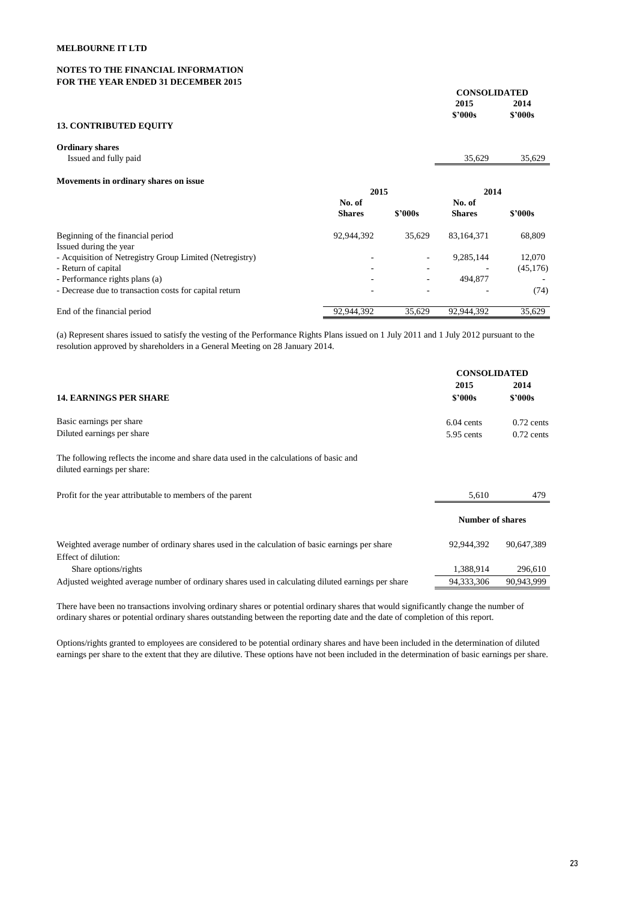**MELBOURNE IT LTD**

**NOTES TO THE FINANCIAL INFORMATION**
**FOR THE YEAR ENDED 31 DECEMBER 2015**

## 13. CONTRIBUTED EQUITY

| | CONSOLIDATED | |
|---|---|---|
| | 2015 | 2014 |
| | $'000s | $'000s |
| **Ordinary shares** | | |
| Issued and fully paid | 35,629 | 35,629 |

**Movements in ordinary shares on issue**

| | 2015 | | 2014 | |
|---|---|---|---|---|
| | No. of Shares | $'000s | No. of Shares | $'000s |
| Beginning of the financial period | 92,944,392 | 35,629 | 83,164,371 | 68,809 |
| Issued during the year | | | | |
| - Acquisition of Netregistry Group Limited (Netregistry) | - | - | 9,285,144 | 12,070 |
| - Return of capital | - | - | - | (45,176) |
| - Performance rights plans (a) | - | - | 494,877 | - |
| - Decrease due to transaction costs for capital return | - | - | - | (74) |
| End of the financial period | 92,944,392 | 35,629 | 92,944,392 | 35,629 |

(a) Represent shares issued to satisfy the vesting of the Performance Rights Plans issued on 1 July 2011 and 1 July 2012 pursuant to the resolution approved by shareholders in a General Meeting on 28 January 2014.

## 14. EARNINGS PER SHARE

| | CONSOLIDATED | |
|---|---|---|
| | 2015 | 2014 |
| | $'000s | $'000s |
| Basic earnings per share | 6.04 cents | 0.72 cents |
| Diluted earnings per share | 5.95 cents | 0.72 cents |

The following reflects the income and share data used in the calculations of basic and diluted earnings per share:

| | 2015 | 2014 |
|---|---|---|
| Profit for the year attributable to members of the parent | 5,610 | 479 |
| | **Number of shares** | |
| Weighted average number of ordinary shares used in the calculation of basic earnings per share | 92,944,392 | 90,647,389 |
| Effect of dilution: | | |
| Share options/rights | 1,388,914 | 296,610 |
| Adjusted weighted average number of ordinary shares used in calculating diluted earnings per share | 94,333,306 | 90,943,999 |

There have been no transactions involving ordinary shares or potential ordinary shares that would significantly change the number of ordinary shares or potential ordinary shares outstanding between the reporting date and the date of completion of this report.

Options/rights granted to employees are considered to be potential ordinary shares and have been included in the determination of diluted earnings per share to the extent that they are dilutive. These options have not been included in the determination of basic earnings per share.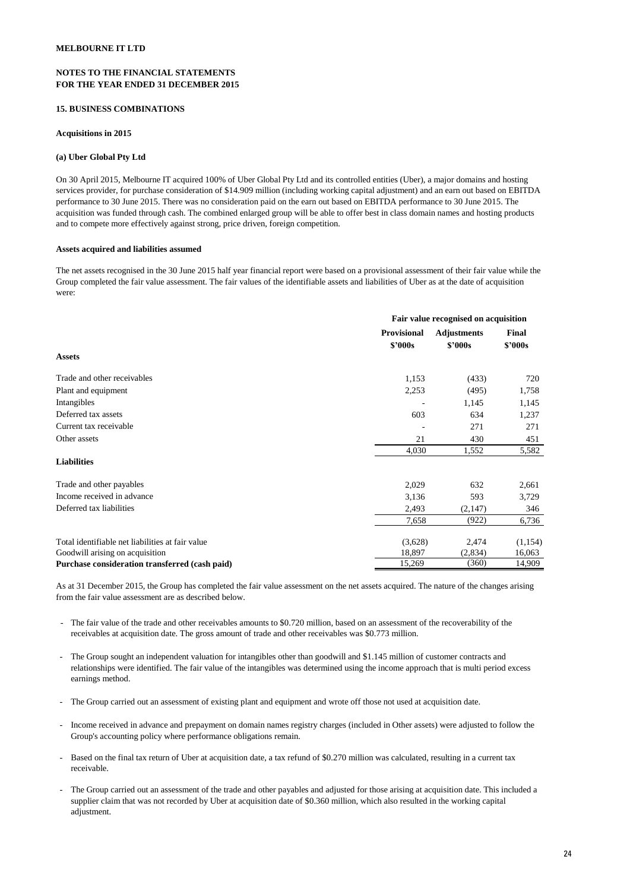**MELBOURNE IT LTD**

**NOTES TO THE FINANCIAL STATEMENTS**
**FOR THE YEAR ENDED 31 DECEMBER 2015**

## 15. BUSINESS COMBINATIONS

### Acquisitions in 2015

### (a) Uber Global Pty Ltd

On 30 April 2015, Melbourne IT acquired 100% of Uber Global Pty Ltd and its controlled entities (Uber), a major domains and hosting services provider, for purchase consideration of $14.909 million (including working capital adjustment) and an earn out based on EBITDA performance to 30 June 2015. There was no consideration paid on the earn out based on EBITDA performance to 30 June 2015. The acquisition was funded through cash. The combined enlarged group will be able to offer best in class domain names and hosting products and to compete more effectively against strong, price driven, foreign competition.

**Assets acquired and liabilities assumed**

The net assets recognised in the 30 June 2015 half year financial report were based on a provisional assessment of their fair value while the Group completed the fair value assessment. The fair values of the identifiable assets and liabilities of Uber as at the date of acquisition were:

| | Fair value recognised on acquisition | | |
|---|---|---|---|
| | **Provisional $'000s** | **Adjustments $'000s** | **Final $'000s** |
| **Assets** | | | |
| Trade and other receivables | 1,153 | (433) | 720 |
| Plant and equipment | 2,253 | (495) | 1,758 |
| Intangibles | - | 1,145 | 1,145 |
| Deferred tax assets | 603 | 634 | 1,237 |
| Current tax receivable | - | 271 | 271 |
| Other assets | 21 | 430 | 451 |
| | 4,030 | 1,552 | 5,582 |
| **Liabilities** | | | |
| Trade and other payables | 2,029 | 632 | 2,661 |
| Income received in advance | 3,136 | 593 | 3,729 |
| Deferred tax liabilities | 2,493 | (2,147) | 346 |
| | 7,658 | (922) | 6,736 |
| Total identifiable net liabilities at fair value | (3,628) | 2,474 | (1,154) |
| Goodwill arising on acquisition | 18,897 | (2,834) | 16,063 |
| **Purchase consideration transferred (cash paid)** | 15,269 | (360) | 14,909 |

As at 31 December 2015, the Group has completed the fair value assessment on the net assets acquired. The nature of the changes arising from the fair value assessment are as described below.

- The fair value of the trade and other receivables amounts to $0.720 million, based on an assessment of the recoverability of the receivables at acquisition date. The gross amount of trade and other receivables was $0.773 million.
- The Group sought an independent valuation for intangibles other than goodwill and $1.145 million of customer contracts and relationships were identified. The fair value of the intangibles was determined using the income approach that is multi period excess earnings method.
- The Group carried out an assessment of existing plant and equipment and wrote off those not used at acquisition date.
- Income received in advance and prepayment on domain names registry charges (included in Other assets) were adjusted to follow the Group's accounting policy where performance obligations remain.
- Based on the final tax return of Uber at acquisition date, a tax refund of $0.270 million was calculated, resulting in a current tax receivable.
- The Group carried out an assessment of the trade and other payables and adjusted for those arising at acquisition date. This included a supplier claim that was not recorded by Uber at acquisition date of $0.360 million, which also resulted in the working capital adjustment.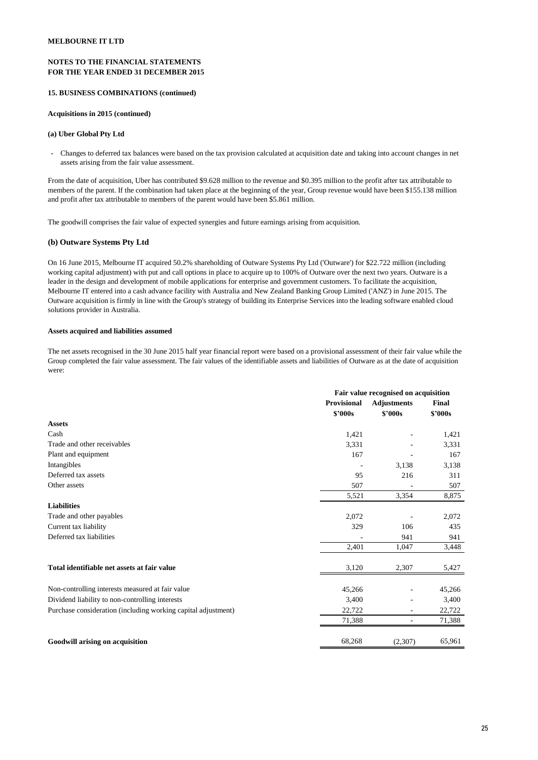**MELBOURNE IT LTD**

**NOTES TO THE FINANCIAL STATEMENTS**
**FOR THE YEAR ENDED 31 DECEMBER 2015**

**15. BUSINESS COMBINATIONS (continued)**

**Acquisitions in 2015 (continued)**

**(a) Uber Global Pty Ltd**

- Changes to deferred tax balances were based on the tax provision calculated at acquisition date and taking into account changes in net assets arising from the fair value assessment.

From the date of acquisition, Uber has contributed \$9.628 million to the revenue and \$0.395 million to the profit after tax attributable to members of the parent. If the combination had taken place at the beginning of the year, Group revenue would have been \$155.138 million and profit after tax attributable to members of the parent would have been \$5.861 million.

The goodwill comprises the fair value of expected synergies and future earnings arising from acquisition.

### (b) Outware Systems Pty Ltd

On 16 June 2015, Melbourne IT acquired 50.2% shareholding of Outware Systems Pty Ltd ('Outware') for \$22.722 million (including working capital adjustment) with put and call options in place to acquire up to 100% of Outware over the next two years. Outware is a leader in the design and development of mobile applications for enterprise and government customers. To facilitate the acquisition, Melbourne IT entered into a cash advance facility with Australia and New Zealand Banking Group Limited ('ANZ') in June 2015. The Outware acquisition is firmly in line with the Group's strategy of building its Enterprise Services into the leading software enabled cloud solutions provider in Australia.

**Assets acquired and liabilities assumed**

The net assets recognised in the 30 June 2015 half year financial report were based on a provisional assessment of their fair value while the Group completed the fair value assessment. The fair values of the identifiable assets and liabilities of Outware as at the date of acquisition were:

| | Fair value recognised on acquisition | | |
|---|---|---|---|
| | **Provisional** | **Adjustments** | **Final** |
| | **\$'000s** | **\$'000s** | **\$'000s** |
| **Assets** | | | |
| Cash | 1,421 | - | 1,421 |
| Trade and other receivables | 3,331 | - | 3,331 |
| Plant and equipment | 167 | - | 167 |
| Intangibles | - | 3,138 | 3,138 |
| Deferred tax assets | 95 | 216 | 311 |
| Other assets | 507 | - | 507 |
| | 5,521 | 3,354 | 8,875 |
| **Liabilities** | | | |
| Trade and other payables | 2,072 | - | 2,072 |
| Current tax liability | 329 | 106 | 435 |
| Deferred tax liabilities | - | 941 | 941 |
| | 2,401 | 1,047 | 3,448 |
| **Total identifiable net assets at fair value** | 3,120 | 2,307 | 5,427 |
| Non-controlling interests measured at fair value | 45,266 | - | 45,266 |
| Dividend liability to non-controlling interests | 3,400 | - | 3,400 |
| Purchase consideration (including working capital adjustment) | 22,722 | - | 22,722 |
| | 71,388 | - | 71,388 |
| **Goodwill arising on acquisition** | 68,268 | (2,307) | 65,961 |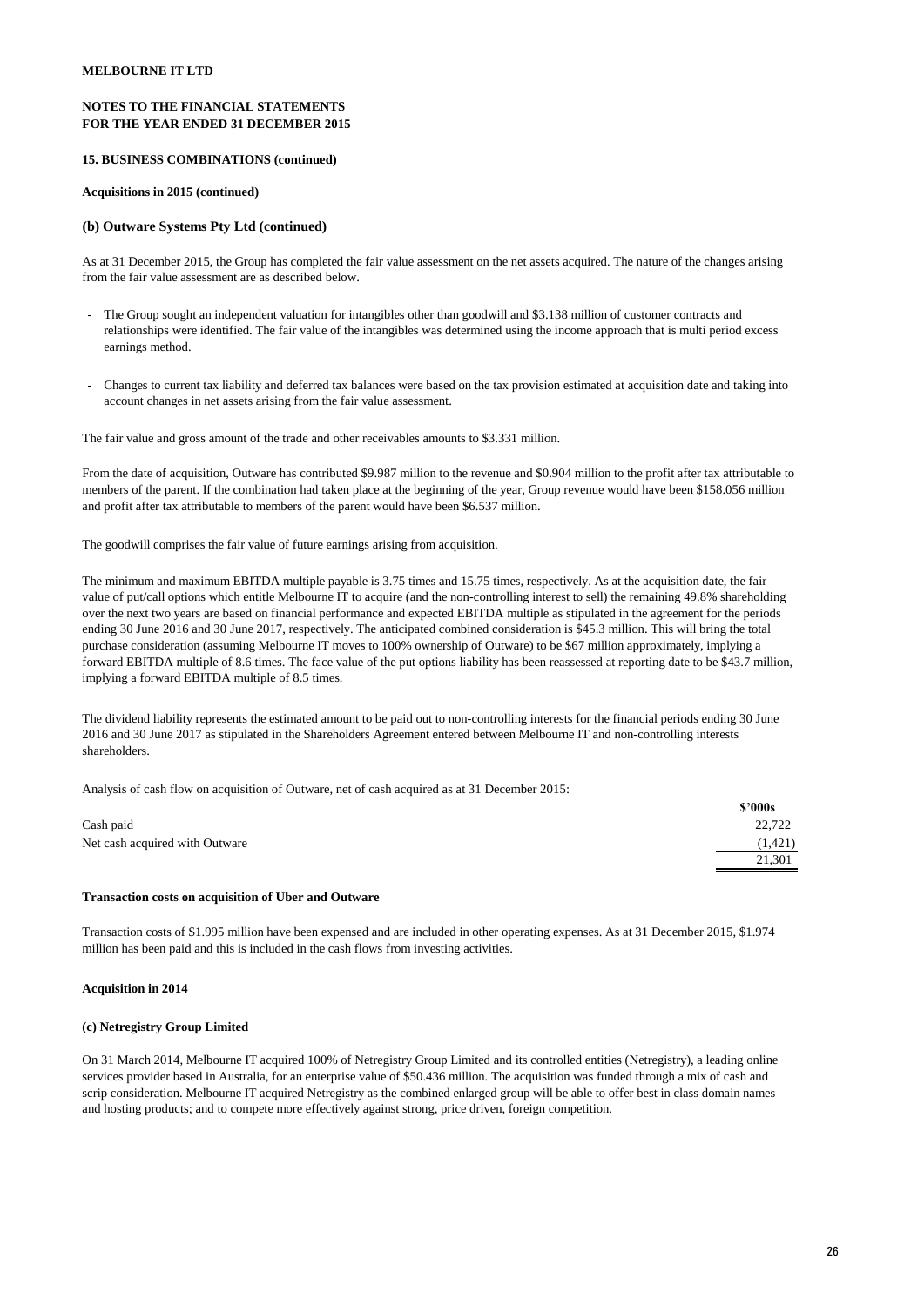MELBOURNE IT LTD

**NOTES TO THE FINANCIAL STATEMENTS**
**FOR THE YEAR ENDED 31 DECEMBER 2015**

**15. BUSINESS COMBINATIONS (continued)**

**Acquisitions in 2015 (continued)**

### (b) Outware Systems Pty Ltd (continued)

As at 31 December 2015, the Group has completed the fair value assessment on the net assets acquired. The nature of the changes arising from the fair value assessment are as described below.

- The Group sought an independent valuation for intangibles other than goodwill and $3.138 million of customer contracts and relationships were identified. The fair value of the intangibles was determined using the income approach that is multi period excess earnings method.
- Changes to current tax liability and deferred tax balances were based on the tax provision estimated at acquisition date and taking into account changes in net assets arising from the fair value assessment.

The fair value and gross amount of the trade and other receivables amounts to $3.331 million.

From the date of acquisition, Outware has contributed $9.987 million to the revenue and $0.904 million to the profit after tax attributable to members of the parent. If the combination had taken place at the beginning of the year, Group revenue would have been $158.056 million and profit after tax attributable to members of the parent would have been $6.537 million.

The goodwill comprises the fair value of future earnings arising from acquisition.

The minimum and maximum EBITDA multiple payable is 3.75 times and 15.75 times, respectively. As at the acquisition date, the fair value of put/call options which entitle Melbourne IT to acquire (and the non-controlling interest to sell) the remaining 49.8% shareholding over the next two years are based on financial performance and expected EBITDA multiple as stipulated in the agreement for the periods ending 30 June 2016 and 30 June 2017, respectively. The anticipated combined consideration is $45.3 million. This will bring the total purchase consideration (assuming Melbourne IT moves to 100% ownership of Outware) to be $67 million approximately, implying a forward EBITDA multiple of 8.6 times. The face value of the put options liability has been reassessed at reporting date to be $43.7 million, implying a forward EBITDA multiple of 8.5 times.

The dividend liability represents the estimated amount to be paid out to non-controlling interests for the financial periods ending 30 June 2016 and 30 June 2017 as stipulated in the Shareholders Agreement entered between Melbourne IT and non-controlling interests shareholders.

Analysis of cash flow on acquisition of Outware, net of cash acquired as at 31 December 2015:

| | $'000s |
|---|---|
| Cash paid | 22,722 |
| Net cash acquired with Outware | (1,421) |
| | 21,301 |

**Transaction costs on acquisition of Uber and Outware**

Transaction costs of $1.995 million have been expensed and are included in other operating expenses. As at 31 December 2015, $1.974 million has been paid and this is included in the cash flows from investing activities.

**Acquisition in 2014**

**(c) Netregistry Group Limited**

On 31 March 2014, Melbourne IT acquired 100% of Netregistry Group Limited and its controlled entities (Netregistry), a leading online services provider based in Australia, for an enterprise value of $50.436 million. The acquisition was funded through a mix of cash and scrip consideration. Melbourne IT acquired Netregistry as the combined enlarged group will be able to offer best in class domain names and hosting products; and to compete more effectively against strong, price driven, foreign competition.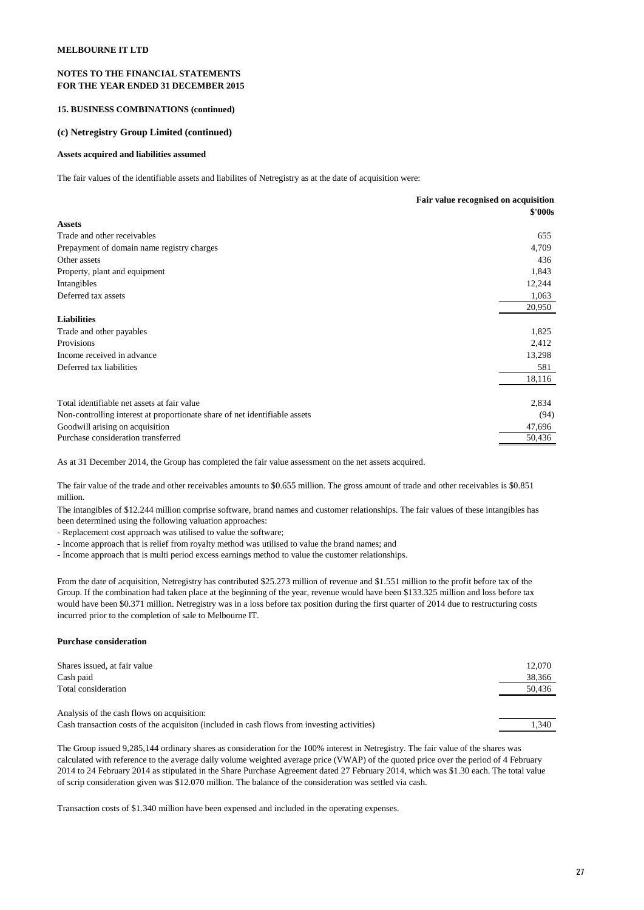**MELBOURNE IT LTD**

**NOTES TO THE FINANCIAL STATEMENTS**
**FOR THE YEAR ENDED 31 DECEMBER 2015**

### 15. BUSINESS COMBINATIONS (continued)

### (c) Netregistry Group Limited (continued)

#### Assets acquired and liabilities assumed

The fair values of the identifiable assets and liabilites of Netregistry as at the date of acquisition were:

| | Fair value recognised on acquisition $'000s |
|---|---|
| **Assets** | |
| Trade and other receivables | 655 |
| Prepayment of domain name registry charges | 4,709 |
| Other assets | 436 |
| Property, plant and equipment | 1,843 |
| Intangibles | 12,244 |
| Deferred tax assets | 1,063 |
| | 20,950 |
| **Liabilities** | |
| Trade and other payables | 1,825 |
| Provisions | 2,412 |
| Income received in advance | 13,298 |
| Deferred tax liabilities | 581 |
| | 18,116 |
| Total identifiable net assets at fair value | 2,834 |
| Non-controlling interest at proportionate share of net identifiable assets | (94) |
| Goodwill arising on acquisition | 47,696 |
| Purchase consideration transferred | 50,436 |

As at 31 December 2014, the Group has completed the fair value assessment on the net assets acquired.

The fair value of the trade and other receivables amounts to $0.655 million. The gross amount of trade and other receivables is $0.851 million.

The intangibles of $12.244 million comprise software, brand names and customer relationships. The fair values of these intangibles has been determined using the following valuation approaches:

- Replacement cost approach was utilised to value the software;
- Income approach that is relief from royalty method was utilised to value the brand names; and
- Income approach that is multi period excess earnings method to value the customer relationships.

From the date of acquisition, Netregistry has contributed $25.273 million of revenue and $1.551 million to the profit before tax of the Group. If the combination had taken place at the beginning of the year, revenue would have been $133.325 million and loss before tax would have been $0.371 million. Netregistry was in a loss before tax position during the first quarter of 2014 due to restructuring costs incurred prior to the completion of sale to Melbourne IT.

#### Purchase consideration

| | |
|---|---|
| Shares issued, at fair value | 12,070 |
| Cash paid | 38,366 |
| Total consideration | 50,436 |
| | |
| Analysis of the cash flows on acquisition: | |
| Cash transaction costs of the acquisiton (included in cash flows from investing activities) | 1,340 |

The Group issued 9,285,144 ordinary shares as consideration for the 100% interest in Netregistry. The fair value of the shares was calculated with reference to the average daily volume weighted average price (VWAP) of the quoted price over the period of 4 February 2014 to 24 February 2014 as stipulated in the Share Purchase Agreement dated 27 February 2014, which was $1.30 each. The total value of scrip consideration given was $12.070 million. The balance of the consideration was settled via cash.

Transaction costs of $1.340 million have been expensed and included in the operating expenses.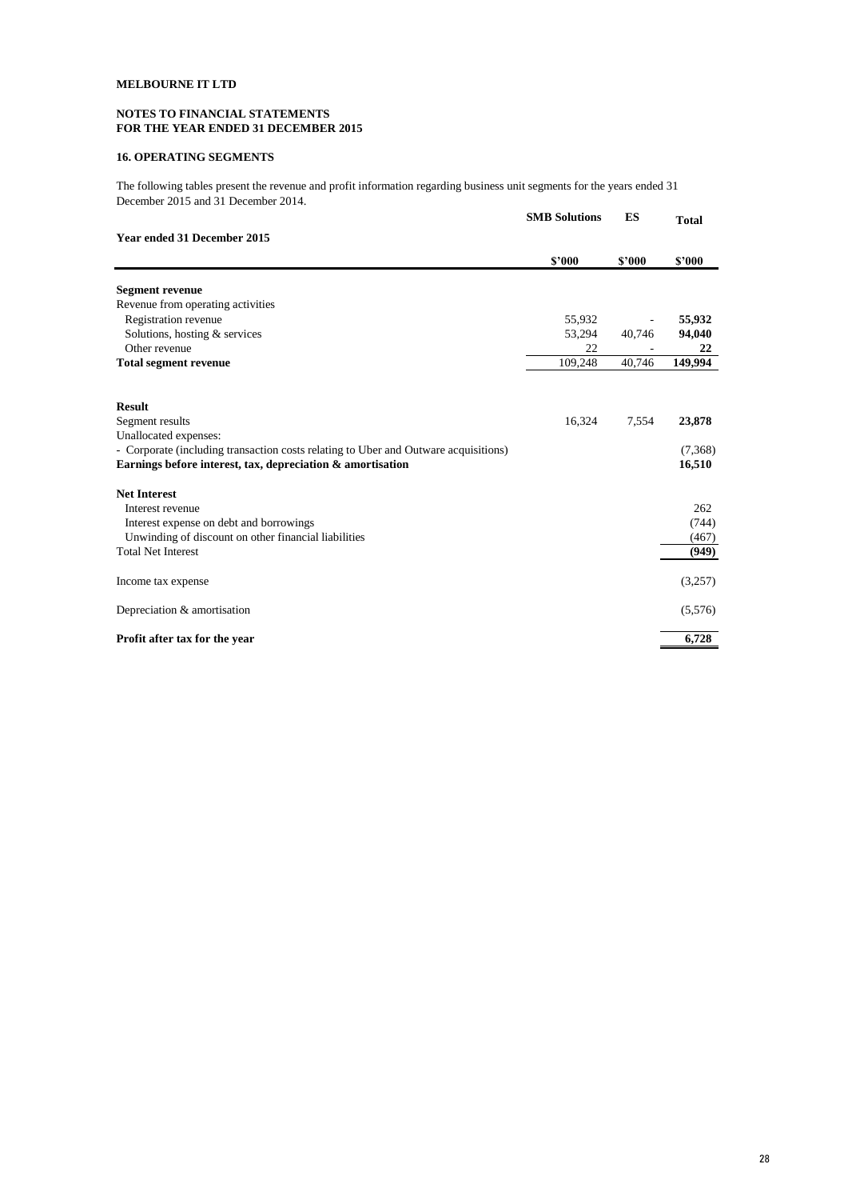**MELBOURNE IT LTD**

**NOTES TO FINANCIAL STATEMENTS**
**FOR THE YEAR ENDED 31 DECEMBER 2015**

### 16. OPERATING SEGMENTS

The following tables present the revenue and profit information regarding business unit segments for the years ended 31 December 2015 and 31 December 2014.

| Year ended 31 December 2015 | SMB Solutions | ES | Total |
|---|---|---|---|
| | $'000 | $'000 | $'000 |
| **Segment revenue** | | | |
| Revenue from operating activities | | | |
| Registration revenue | 55,932 | - | **55,932** |
| Solutions, hosting & services | 53,294 | 40,746 | **94,040** |
| Other revenue | 22 | - | **22** |
| **Total segment revenue** | 109,248 | 40,746 | **149,994** |
| **Result** | | | |
| Segment results | 16,324 | 7,554 | **23,878** |
| Unallocated expenses: | | | |
| - Corporate (including transaction costs relating to Uber and Outware acquisitions) | | | (7,368) |
| **Earnings before interest, tax, depreciation & amortisation** | | | **16,510** |
| **Net Interest** | | | |
| Interest revenue | | | 262 |
| Interest expense on debt and borrowings | | | (744) |
| Unwinding of discount on other financial liabilities | | | (467) |
| Total Net Interest | | | **(949)** |
| Income tax expense | | | (3,257) |
| Depreciation & amortisation | | | (5,576) |
| **Profit after tax for the year** | | | **6,728** |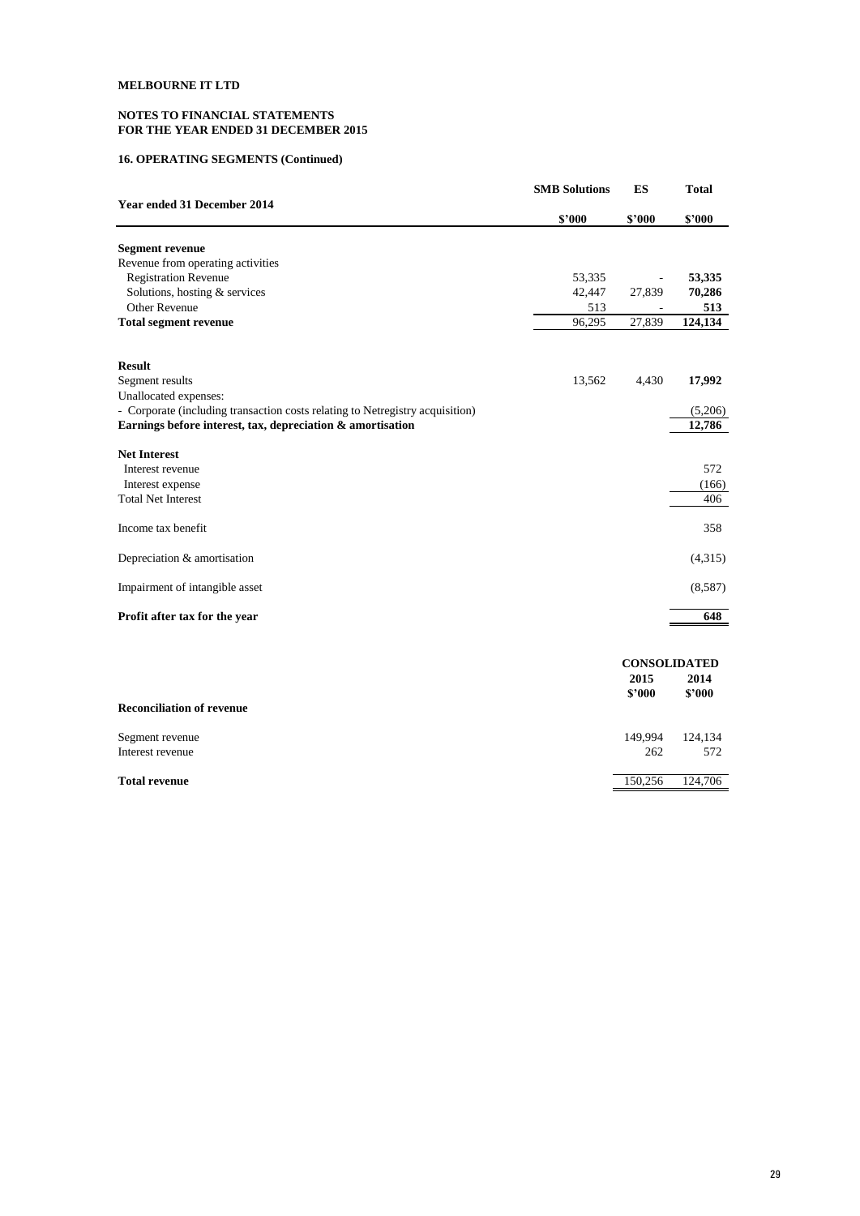**MELBOURNE IT LTD**

**NOTES TO FINANCIAL STATEMENTS**
**FOR THE YEAR ENDED 31 DECEMBER 2015**

**16. OPERATING SEGMENTS (Continued)**

| Year ended 31 December 2014 | SMB Solutions $'000 | ES $'000 | Total $'000 |
|---|---|---|---|
| **Segment revenue** | | | |
| Revenue from operating activities | | | |
| Registration Revenue | 53,335 | - | **53,335** |
| Solutions, hosting & services | 42,447 | 27,839 | **70,286** |
| Other Revenue | 513 | - | **513** |
| **Total segment revenue** | 96,295 | 27,839 | **124,134** |
| | | | |
| **Result** | | | |
| Segment results | 13,562 | 4,430 | **17,992** |
| Unallocated expenses: | | | |
| - Corporate (including transaction costs relating to Netregistry acquisition) | | | (5,206) |
| **Earnings before interest, tax, depreciation & amortisation** | | | **12,786** |
| | | | |
| **Net Interest** | | | |
| Interest revenue | | | 572 |
| Interest expense | | | (166) |
| Total Net Interest | | | 406 |
| | | | |
| Income tax benefit | | | 358 |
| | | | |
| Depreciation & amortisation | | | (4,315) |
| | | | |
| Impairment of intangible asset | | | (8,587) |
| | | | |
| **Profit after tax for the year** | | | **648** |

| | CONSOLIDATED | |
|---|---|---|
| | 2015 $'000 | 2014 $'000 |
| **Reconciliation of revenue** | | |
| Segment revenue | 149,994 | 124,134 |
| Interest revenue | 262 | 572 |
| **Total revenue** | 150,256 | 124,706 |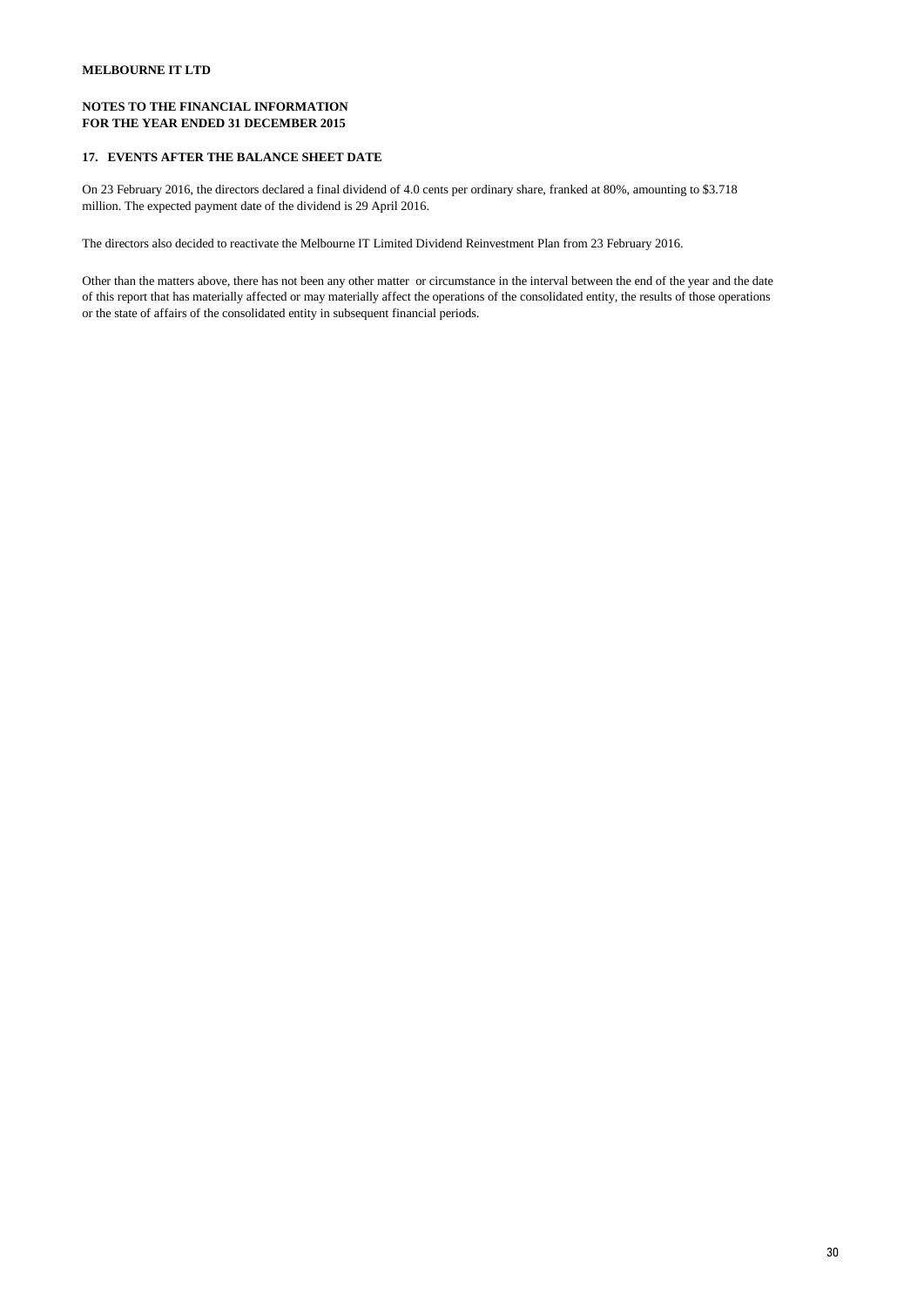**MELBOURNE IT LTD**

**NOTES TO THE FINANCIAL INFORMATION**
**FOR THE YEAR ENDED 31 DECEMBER 2015**

## 17. EVENTS AFTER THE BALANCE SHEET DATE

On 23 February 2016, the directors declared a final dividend of 4.0 cents per ordinary share, franked at 80%, amounting to $3.718 million. The expected payment date of the dividend is 29 April 2016.

The directors also decided to reactivate the Melbourne IT Limited Dividend Reinvestment Plan from 23 February 2016.

Other than the matters above, there has not been any other matter or circumstance in the interval between the end of the year and the date of this report that has materially affected or may materially affect the operations of the consolidated entity, the results of those operations or the state of affairs of the consolidated entity in subsequent financial periods.